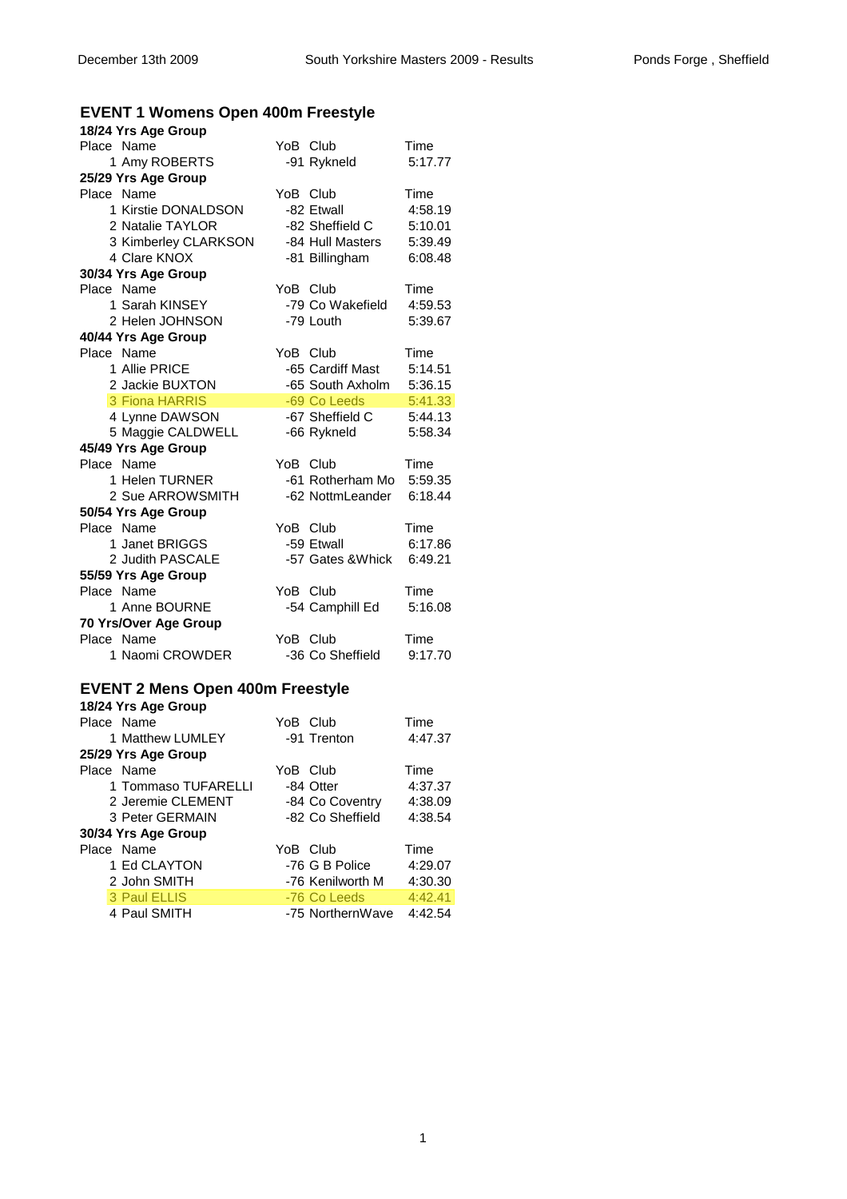## EVENT 1 Womens Open 400m Freestyle

**18/24 Yrs Age Group**

| Place | Name | YoB | Club | Time |
|---|---|---|---|---|
| 1 | Amy ROBERTS | -91 | Rykneld | 5:17.77 |

**25/29 Yrs Age Group**

| Place | Name | YoB | Club | Time |
|---|---|---|---|---|
| 1 | Kirstie DONALDSON | -82 | Etwall | 4:58.19 |
| 2 | Natalie TAYLOR | -82 | Sheffield C | 5:10.01 |
| 3 | Kimberley CLARKSON | -84 | Hull Masters | 5:39.49 |
| 4 | Clare KNOX | -81 | Billingham | 6:08.48 |

**30/34 Yrs Age Group**

| Place | Name | YoB | Club | Time |
|---|---|---|---|---|
| 1 | Sarah KINSEY | -79 | Co Wakefield | 4:59.53 |
| 2 | Helen JOHNSON | -79 | Louth | 5:39.67 |

**40/44 Yrs Age Group**

| Place | Name | YoB | Club | Time |
|---|---|---|---|---|
| 1 | Allie PRICE | -65 | Cardiff Mast | 5:14.51 |
| 2 | Jackie BUXTON | -65 | South Axholm | 5:36.15 |
| 3 | Fiona HARRIS | -69 | Co Leeds | 5:41.33 |
| 4 | Lynne DAWSON | -67 | Sheffield C | 5:44.13 |
| 5 | Maggie CALDWELL | -66 | Rykneld | 5:58.34 |

**45/49 Yrs Age Group**

| Place | Name | YoB | Club | Time |
|---|---|---|---|---|
| 1 | Helen TURNER | -61 | Rotherham Mo | 5:59.35 |
| 2 | Sue ARROWSMITH | -62 | NottmLeander | 6:18.44 |

**50/54 Yrs Age Group**

| Place | Name | YoB | Club | Time |
|---|---|---|---|---|
| 1 | Janet BRIGGS | -59 | Etwall | 6:17.86 |
| 2 | Judith PASCALE | -57 | Gates &Whick | 6:49.21 |

**55/59 Yrs Age Group**

| Place | Name | YoB | Club | Time |
|---|---|---|---|---|
| 1 | Anne BOURNE | -54 | Camphill Ed | 5:16.08 |

**70 Yrs/Over Age Group**

| Place | Name | YoB | Club | Time |
|---|---|---|---|---|
| 1 | Naomi CROWDER | -36 | Co Sheffield | 9:17.70 |

## EVENT 2 Mens Open 400m Freestyle

**18/24 Yrs Age Group**

| Place | Name | YoB | Club | Time |
|---|---|---|---|---|
| 1 | Matthew LUMLEY | -91 | Trenton | 4:47.37 |

**25/29 Yrs Age Group**

| Place | Name | YoB | Club | Time |
|---|---|---|---|---|
| 1 | Tommaso TUFARELLI | -84 | Otter | 4:37.37 |
| 2 | Jeremie CLEMENT | -84 | Co Coventry | 4:38.09 |
| 3 | Peter GERMAIN | -82 | Co Sheffield | 4:38.54 |

**30/34 Yrs Age Group**

| Place | Name | YoB | Club | Time |
|---|---|---|---|---|
| 1 | Ed CLAYTON | -76 | G B Police | 4:29.07 |
| 2 | John SMITH | -76 | Kenilworth M | 4:30.30 |
| 3 | Paul ELLIS | -76 | Co Leeds | 4:42.41 |
| 4 | Paul SMITH | -75 | NorthernWave | 4:42.54 |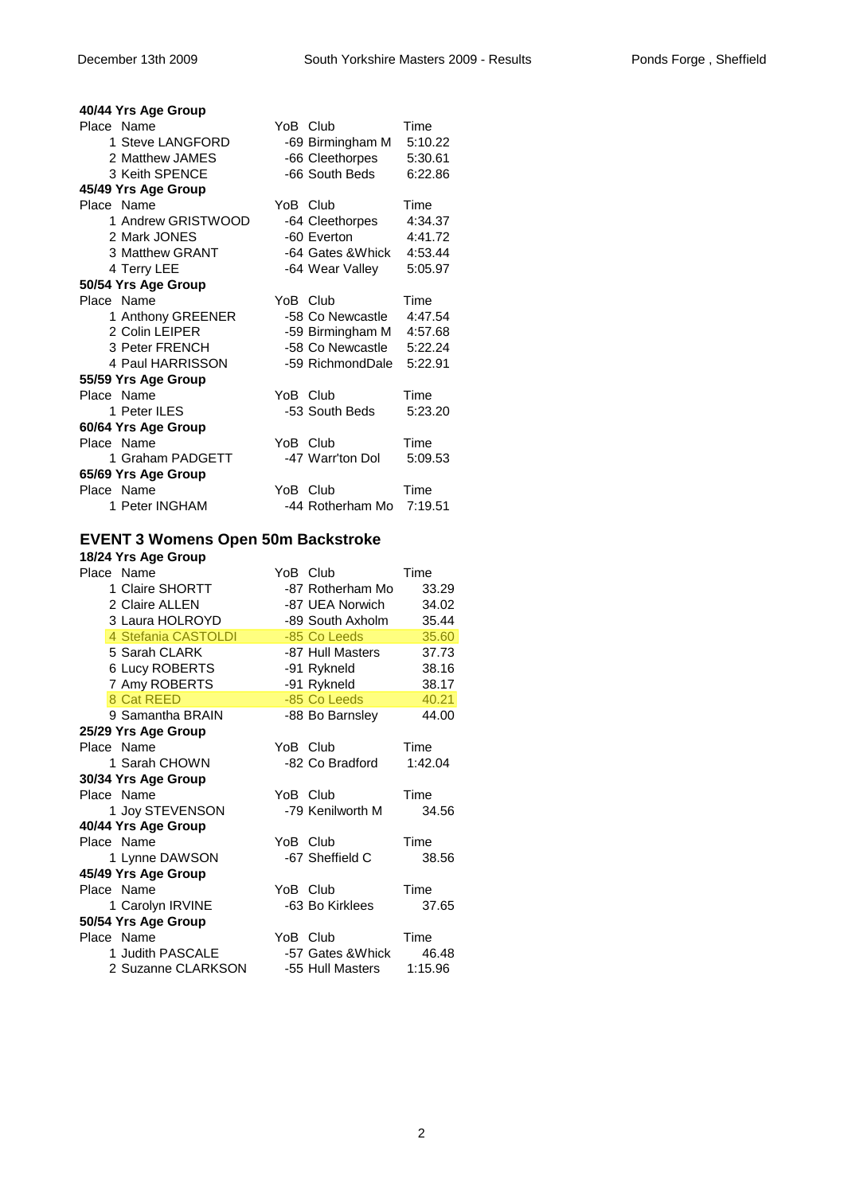**40/44 Yrs Age Group**

| Place | Name | YoB | Club | Time |
|---|---|---|---|---|
| 1 | Steve LANGFORD | -69 | Birmingham M | 5:10.22 |
| 2 | Matthew JAMES | -66 | Cleethorpes | 5:30.61 |
| 3 | Keith SPENCE | -66 | South Beds | 6:22.86 |

**45/49 Yrs Age Group**

| Place | Name | YoB | Club | Time |
|---|---|---|---|---|
| 1 | Andrew GRISTWOOD | -64 | Cleethorpes | 4:34.37 |
| 2 | Mark JONES | -60 | Everton | 4:41.72 |
| 3 | Matthew GRANT | -64 | Gates &Whick | 4:53.44 |
| 4 | Terry LEE | -64 | Wear Valley | 5:05.97 |

**50/54 Yrs Age Group**

| Place | Name | YoB | Club | Time |
|---|---|---|---|---|
| 1 | Anthony GREENER | -58 | Co Newcastle | 4:47.54 |
| 2 | Colin LEIPER | -59 | Birmingham M | 4:57.68 |
| 3 | Peter FRENCH | -58 | Co Newcastle | 5:22.24 |
| 4 | Paul HARRISSON | -59 | RichmondDale | 5:22.91 |

**55/59 Yrs Age Group**

| Place | Name | YoB | Club | Time |
|---|---|---|---|---|
| 1 | Peter ILES | -53 | South Beds | 5:23.20 |

**60/64 Yrs Age Group**

| Place | Name | YoB | Club | Time |
|---|---|---|---|---|
| 1 | Graham PADGETT | -47 | Warr'ton Dol | 5:09.53 |

**65/69 Yrs Age Group**

| Place | Name | YoB | Club | Time |
|---|---|---|---|---|
| 1 | Peter INGHAM | -44 | Rotherham Mo | 7:19.51 |

## EVENT 3 Womens Open 50m Backstroke

**18/24 Yrs Age Group**

| Place | Name | YoB | Club | Time |
|---|---|---|---|---|
| 1 | Claire SHORTT | -87 | Rotherham Mo | 33.29 |
| 2 | Claire ALLEN | -87 | UEA Norwich | 34.02 |
| 3 | Laura HOLROYD | -89 | South Axholm | 35.44 |
| 4 | Stefania CASTOLDI | -85 | Co Leeds | 35.60 |
| 5 | Sarah CLARK | -87 | Hull Masters | 37.73 |
| 6 | Lucy ROBERTS | -91 | Rykneld | 38.16 |
| 7 | Amy ROBERTS | -91 | Rykneld | 38.17 |
| 8 | Cat REED | -85 | Co Leeds | 40.21 |
| 9 | Samantha BRAIN | -88 | Bo Barnsley | 44.00 |

**25/29 Yrs Age Group**

| Place | Name | YoB | Club | Time |
|---|---|---|---|---|
| 1 | Sarah CHOWN | -82 | Co Bradford | 1:42.04 |

**30/34 Yrs Age Group**

| Place | Name | YoB | Club | Time |
|---|---|---|---|---|
| 1 | Joy STEVENSON | -79 | Kenilworth M | 34.56 |

**40/44 Yrs Age Group**

| Place | Name | YoB | Club | Time |
|---|---|---|---|---|
| 1 | Lynne DAWSON | -67 | Sheffield C | 38.56 |

**45/49 Yrs Age Group**

| Place | Name | YoB | Club | Time |
|---|---|---|---|---|
| 1 | Carolyn IRVINE | -63 | Bo Kirklees | 37.65 |

**50/54 Yrs Age Group**

| Place | Name | YoB | Club | Time |
|---|---|---|---|---|
| 1 | Judith PASCALE | -57 | Gates &Whick | 46.48 |
| 2 | Suzanne CLARKSON | -55 | Hull Masters | 1:15.96 |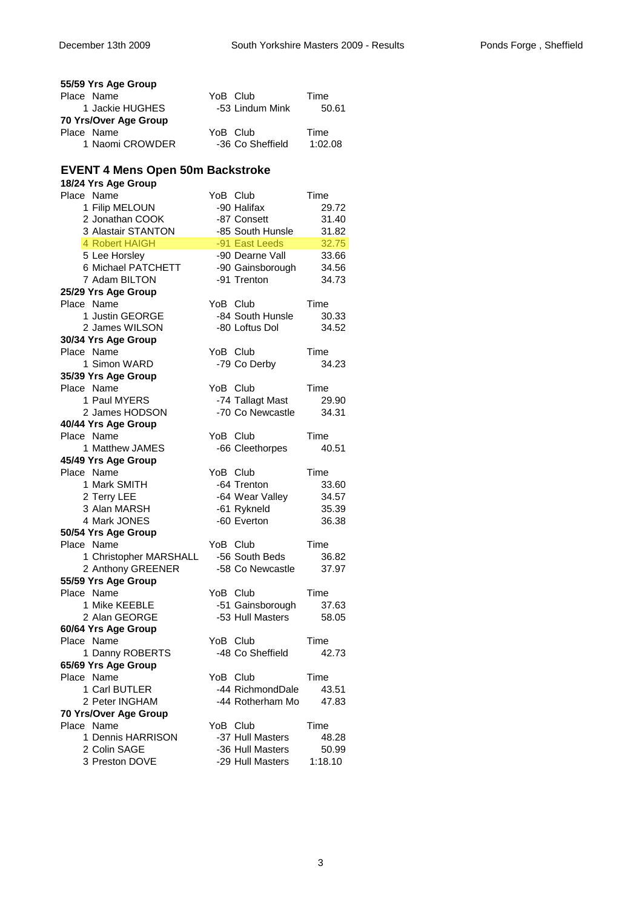**55/59 Yrs Age Group**

| Place | Name | YoB | Club | Time |
|---|---|---|---|---|
| 1 | Jackie HUGHES | -53 | Lindum Mink | 50.61 |

**70 Yrs/Over Age Group**

| Place | Name | YoB | Club | Time |
|---|---|---|---|---|
| 1 | Naomi CROWDER | -36 | Co Sheffield | 1:02.08 |

## EVENT 4 Mens Open 50m Backstroke

**18/24 Yrs Age Group**

| Place | Name | YoB | Club | Time |
|---|---|---|---|---|
| 1 | Filip MELOUN | -90 | Halifax | 29.72 |
| 2 | Jonathan COOK | -87 | Consett | 31.40 |
| 3 | Alastair STANTON | -85 | South Hunsle | 31.82 |
| 4 | Robert HAIGH | -91 | East Leeds | 32.75 |
| 5 | Lee Horsley | -90 | Dearne Vall | 33.66 |
| 6 | Michael PATCHETT | -90 | Gainsborough | 34.56 |
| 7 | Adam BILTON | -91 | Trenton | 34.73 |

**25/29 Yrs Age Group**

| Place | Name | YoB | Club | Time |
|---|---|---|---|---|
| 1 | Justin GEORGE | -84 | South Hunsle | 30.33 |
| 2 | James WILSON | -80 | Loftus Dol | 34.52 |

**30/34 Yrs Age Group**

| Place | Name | YoB | Club | Time |
|---|---|---|---|---|
| 1 | Simon WARD | -79 | Co Derby | 34.23 |

**35/39 Yrs Age Group**

| Place | Name | YoB | Club | Time |
|---|---|---|---|---|
| 1 | Paul MYERS | -74 | Tallagt Mast | 29.90 |
| 2 | James HODSON | -70 | Co Newcastle | 34.31 |

**40/44 Yrs Age Group**

| Place | Name | YoB | Club | Time |
|---|---|---|---|---|
| 1 | Matthew JAMES | -66 | Cleethorpes | 40.51 |

**45/49 Yrs Age Group**

| Place | Name | YoB | Club | Time |
|---|---|---|---|---|
| 1 | Mark SMITH | -64 | Trenton | 33.60 |
| 2 | Terry LEE | -64 | Wear Valley | 34.57 |
| 3 | Alan MARSH | -61 | Rykneld | 35.39 |
| 4 | Mark JONES | -60 | Everton | 36.38 |

**50/54 Yrs Age Group**

| Place | Name | YoB | Club | Time |
|---|---|---|---|---|
| 1 | Christopher MARSHALL | -56 | South Beds | 36.82 |
| 2 | Anthony GREENER | -58 | Co Newcastle | 37.97 |

**55/59 Yrs Age Group**

| Place | Name | YoB | Club | Time |
|---|---|---|---|---|
| 1 | Mike KEEBLE | -51 | Gainsborough | 37.63 |
| 2 | Alan GEORGE | -53 | Hull Masters | 58.05 |

**60/64 Yrs Age Group**

| Place | Name | YoB | Club | Time |
|---|---|---|---|---|
| 1 | Danny ROBERTS | -48 | Co Sheffield | 42.73 |

**65/69 Yrs Age Group**

| Place | Name | YoB | Club | Time |
|---|---|---|---|---|
| 1 | Carl BUTLER | -44 | RichmondDale | 43.51 |
| 2 | Peter INGHAM | -44 | Rotherham Mo | 47.83 |

**70 Yrs/Over Age Group**

| Place | Name | YoB | Club | Time |
|---|---|---|---|---|
| 1 | Dennis HARRISON | -37 | Hull Masters | 48.28 |
| 2 | Colin SAGE | -36 | Hull Masters | 50.99 |
| 3 | Preston DOVE | -29 | Hull Masters | 1:18.10 |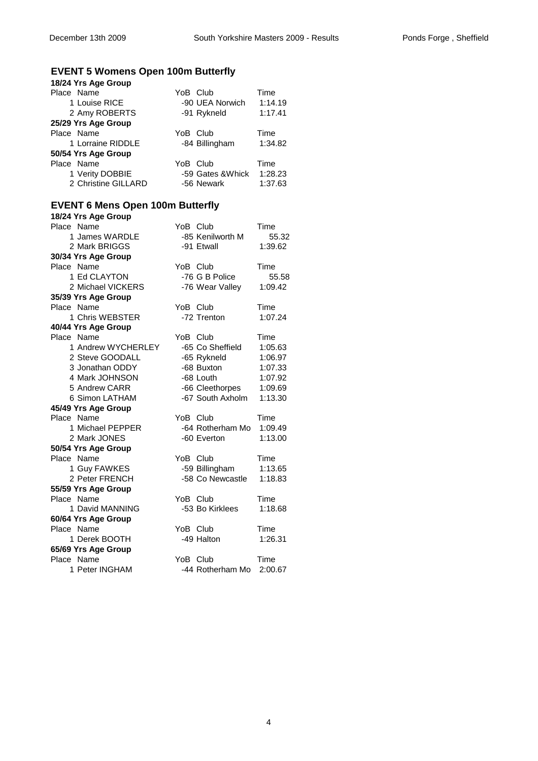## EVENT 5 Womens Open 100m Butterfly

**18/24 Yrs Age Group**

| Place | Name | YoB | Club | Time |
|---|---|---|---|---|
| 1 | Louise RICE | -90 | UEA Norwich | 1:14.19 |
| 2 | Amy ROBERTS | -91 | Rykneld | 1:17.41 |

**25/29 Yrs Age Group**

| Place | Name | YoB | Club | Time |
|---|---|---|---|---|
| 1 | Lorraine RIDDLE | -84 | Billingham | 1:34.82 |

**50/54 Yrs Age Group**

| Place | Name | YoB | Club | Time |
|---|---|---|---|---|
| 1 | Verity DOBBIE | -59 | Gates &Whick | 1:28.23 |
| 2 | Christine GILLARD | -56 | Newark | 1:37.63 |

## EVENT 6 Mens Open 100m Butterfly

**18/24 Yrs Age Group**

| Place | Name | YoB | Club | Time |
|---|---|---|---|---|
| 1 | James WARDLE | -85 | Kenilworth M | 55.32 |
| 2 | Mark BRIGGS | -91 | Etwall | 1:39.62 |

**30/34 Yrs Age Group**

| Place | Name | YoB | Club | Time |
|---|---|---|---|---|
| 1 | Ed CLAYTON | -76 | G B Police | 55.58 |
| 2 | Michael VICKERS | -76 | Wear Valley | 1:09.42 |

**35/39 Yrs Age Group**

| Place | Name | YoB | Club | Time |
|---|---|---|---|---|
| 1 | Chris WEBSTER | -72 | Trenton | 1:07.24 |

**40/44 Yrs Age Group**

| Place | Name | YoB | Club | Time |
|---|---|---|---|---|
| 1 | Andrew WYCHERLEY | -65 | Co Sheffield | 1:05.63 |
| 2 | Steve GOODALL | -65 | Rykneld | 1:06.97 |
| 3 | Jonathan ODDY | -68 | Buxton | 1:07.33 |
| 4 | Mark JOHNSON | -68 | Louth | 1:07.92 |
| 5 | Andrew CARR | -66 | Cleethorpes | 1:09.69 |
| 6 | Simon LATHAM | -67 | South Axholm | 1:13.30 |

**45/49 Yrs Age Group**

| Place | Name | YoB | Club | Time |
|---|---|---|---|---|
| 1 | Michael PEPPER | -64 | Rotherham Mo | 1:09.49 |
| 2 | Mark JONES | -60 | Everton | 1:13.00 |

**50/54 Yrs Age Group**

| Place | Name | YoB | Club | Time |
|---|---|---|---|---|
| 1 | Guy FAWKES | -59 | Billingham | 1:13.65 |
| 2 | Peter FRENCH | -58 | Co Newcastle | 1:18.83 |

**55/59 Yrs Age Group**

| Place | Name | YoB | Club | Time |
|---|---|---|---|---|
| 1 | David MANNING | -53 | Bo Kirklees | 1:18.68 |

**60/64 Yrs Age Group**

| Place | Name | YoB | Club | Time |
|---|---|---|---|---|
| 1 | Derek BOOTH | -49 | Halton | 1:26.31 |

**65/69 Yrs Age Group**

| Place | Name | YoB | Club | Time |
|---|---|---|---|---|
| 1 | Peter INGHAM | -44 | Rotherham Mo | 2:00.67 |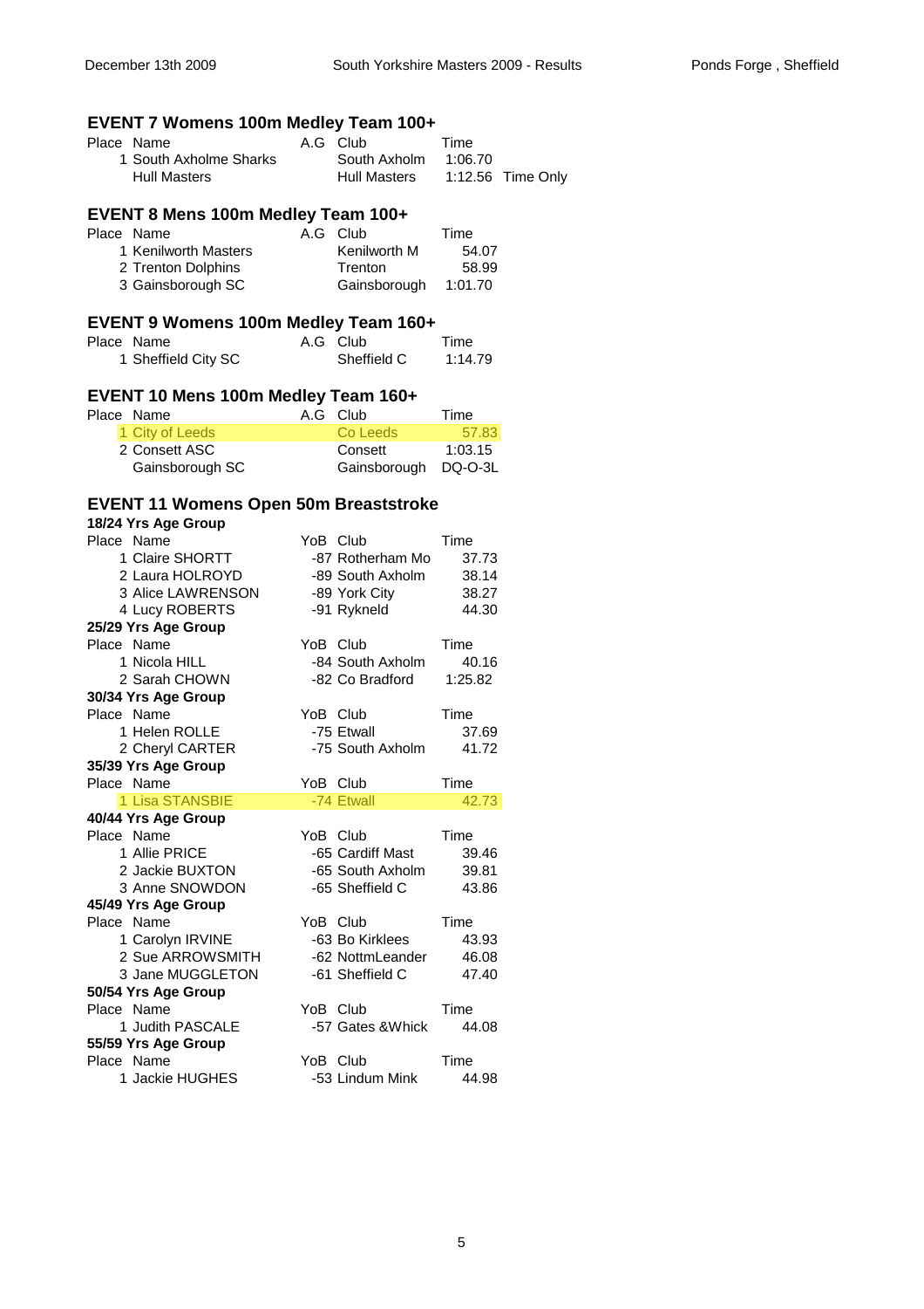## EVENT 7 Womens 100m Medley Team 100+

| Place | Name | A.G | Club | Time | |
|---|---|---|---|---|---|
| 1 | South Axholme Sharks | | South Axholm | 1:06.70 | |
| | Hull Masters | | Hull Masters | 1:12.56 | Time Only |

## EVENT 8 Mens 100m Medley Team 100+

| Place | Name | A.G | Club | Time |
|---|---|---|---|---|
| 1 | Kenilworth Masters | | Kenilworth M | 54.07 |
| 2 | Trenton Dolphins | | Trenton | 58.99 |
| 3 | Gainsborough SC | | Gainsborough | 1:01.70 |

## EVENT 9 Womens 100m Medley Team 160+

| Place | Name | A.G | Club | Time |
|---|---|---|---|---|
| 1 | Sheffield City SC | | Sheffield C | 1:14.79 |

## EVENT 10 Mens 100m Medley Team 160+

| Place | Name | A.G | Club | Time |
|---|---|---|---|---|
| 1 | City of Leeds | | Co Leeds | 57.83 |
| 2 | Consett ASC | | Consett | 1:03.15 |
| | Gainsborough SC | | Gainsborough | DQ-O-3L |

## EVENT 11 Womens Open 50m Breaststroke

### 18/24 Yrs Age Group

| Place | Name | YoB | Club | Time |
|---|---|---|---|---|
| 1 | Claire SHORTT | -87 | Rotherham Mo | 37.73 |
| 2 | Laura HOLROYD | -89 | South Axholm | 38.14 |
| 3 | Alice LAWRENSON | -89 | York City | 38.27 |
| 4 | Lucy ROBERTS | -91 | Rykneld | 44.30 |

### 25/29 Yrs Age Group

| Place | Name | YoB | Club | Time |
|---|---|---|---|---|
| 1 | Nicola HILL | -84 | South Axholm | 40.16 |
| 2 | Sarah CHOWN | -82 | Co Bradford | 1:25.82 |

### 30/34 Yrs Age Group

| Place | Name | YoB | Club | Time |
|---|---|---|---|---|
| 1 | Helen ROLLE | -75 | Etwall | 37.69 |
| 2 | Cheryl CARTER | -75 | South Axholm | 41.72 |

### 35/39 Yrs Age Group

| Place | Name | YoB | Club | Time |
|---|---|---|---|---|
| 1 | Lisa STANSBIE | -74 | Etwall | 42.73 |

### 40/44 Yrs Age Group

| Place | Name | YoB | Club | Time |
|---|---|---|---|---|
| 1 | Allie PRICE | -65 | Cardiff Mast | 39.46 |
| 2 | Jackie BUXTON | -65 | South Axholm | 39.81 |
| 3 | Anne SNOWDON | -65 | Sheffield C | 43.86 |

### 45/49 Yrs Age Group

| Place | Name | YoB | Club | Time |
|---|---|---|---|---|
| 1 | Carolyn IRVINE | -63 | Bo Kirklees | 43.93 |
| 2 | Sue ARROWSMITH | -62 | NottmLeander | 46.08 |
| 3 | Jane MUGGLETON | -61 | Sheffield C | 47.40 |

### 50/54 Yrs Age Group

| Place | Name | YoB | Club | Time |
|---|---|---|---|---|
| 1 | Judith PASCALE | -57 | Gates &Whick | 44.08 |

### 55/59 Yrs Age Group

| Place | Name | YoB | Club | Time |
|---|---|---|---|---|
| 1 | Jackie HUGHES | -53 | Lindum Mink | 44.98 |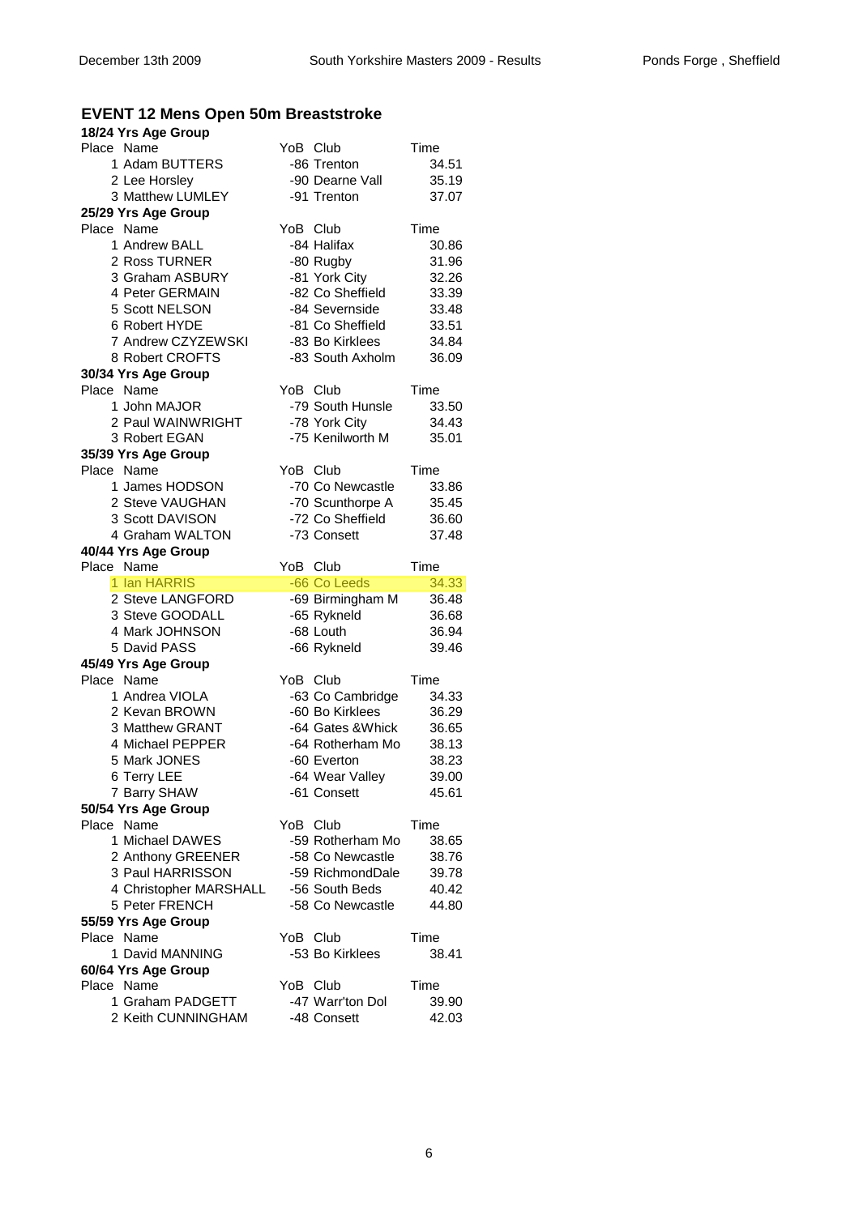## EVENT 12 Mens Open 50m Breaststroke

### 18/24 Yrs Age Group

| Place | Name | YoB | Club | Time |
|---|---|---|---|---|
| 1 | Adam BUTTERS | -86 | Trenton | 34.51 |
| 2 | Lee Horsley | -90 | Dearne Vall | 35.19 |
| 3 | Matthew LUMLEY | -91 | Trenton | 37.07 |

### 25/29 Yrs Age Group

| Place | Name | YoB | Club | Time |
|---|---|---|---|---|
| 1 | Andrew BALL | -84 | Halifax | 30.86 |
| 2 | Ross TURNER | -80 | Rugby | 31.96 |
| 3 | Graham ASBURY | -81 | York City | 32.26 |
| 4 | Peter GERMAIN | -82 | Co Sheffield | 33.39 |
| 5 | Scott NELSON | -84 | Severnside | 33.48 |
| 6 | Robert HYDE | -81 | Co Sheffield | 33.51 |
| 7 | Andrew CZYZEWSKI | -83 | Bo Kirklees | 34.84 |
| 8 | Robert CROFTS | -83 | South Axholm | 36.09 |

### 30/34 Yrs Age Group

| Place | Name | YoB | Club | Time |
|---|---|---|---|---|
| 1 | John MAJOR | -79 | South Hunsle | 33.50 |
| 2 | Paul WAINWRIGHT | -78 | York City | 34.43 |
| 3 | Robert EGAN | -75 | Kenilworth M | 35.01 |

### 35/39 Yrs Age Group

| Place | Name | YoB | Club | Time |
|---|---|---|---|---|
| 1 | James HODSON | -70 | Co Newcastle | 33.86 |
| 2 | Steve VAUGHAN | -70 | Scunthorpe A | 35.45 |
| 3 | Scott DAVISON | -72 | Co Sheffield | 36.60 |
| 4 | Graham WALTON | -73 | Consett | 37.48 |

### 40/44 Yrs Age Group

| Place | Name | YoB | Club | Time |
|---|---|---|---|---|
| 1 | Ian HARRIS | -66 | Co Leeds | 34.33 |
| 2 | Steve LANGFORD | -69 | Birmingham M | 36.48 |
| 3 | Steve GOODALL | -65 | Rykneld | 36.68 |
| 4 | Mark JOHNSON | -68 | Louth | 36.94 |
| 5 | David PASS | -66 | Rykneld | 39.46 |

### 45/49 Yrs Age Group

| Place | Name | YoB | Club | Time |
|---|---|---|---|---|
| 1 | Andrea VIOLA | -63 | Co Cambridge | 34.33 |
| 2 | Kevan BROWN | -60 | Bo Kirklees | 36.29 |
| 3 | Matthew GRANT | -64 | Gates &Whick | 36.65 |
| 4 | Michael PEPPER | -64 | Rotherham Mo | 38.13 |
| 5 | Mark JONES | -60 | Everton | 38.23 |
| 6 | Terry LEE | -64 | Wear Valley | 39.00 |
| 7 | Barry SHAW | -61 | Consett | 45.61 |

### 50/54 Yrs Age Group

| Place | Name | YoB | Club | Time |
|---|---|---|---|---|
| 1 | Michael DAWES | -59 | Rotherham Mo | 38.65 |
| 2 | Anthony GREENER | -58 | Co Newcastle | 38.76 |
| 3 | Paul HARRISSON | -59 | RichmondDale | 39.78 |
| 4 | Christopher MARSHALL | -56 | South Beds | 40.42 |
| 5 | Peter FRENCH | -58 | Co Newcastle | 44.80 |

### 55/59 Yrs Age Group

| Place | Name | YoB | Club | Time |
|---|---|---|---|---|
| 1 | David MANNING | -53 | Bo Kirklees | 38.41 |

### 60/64 Yrs Age Group

| Place | Name | YoB | Club | Time |
|---|---|---|---|---|
| 1 | Graham PADGETT | -47 | Warr'ton Dol | 39.90 |
| 2 | Keith CUNNINGHAM | -48 | Consett | 42.03 |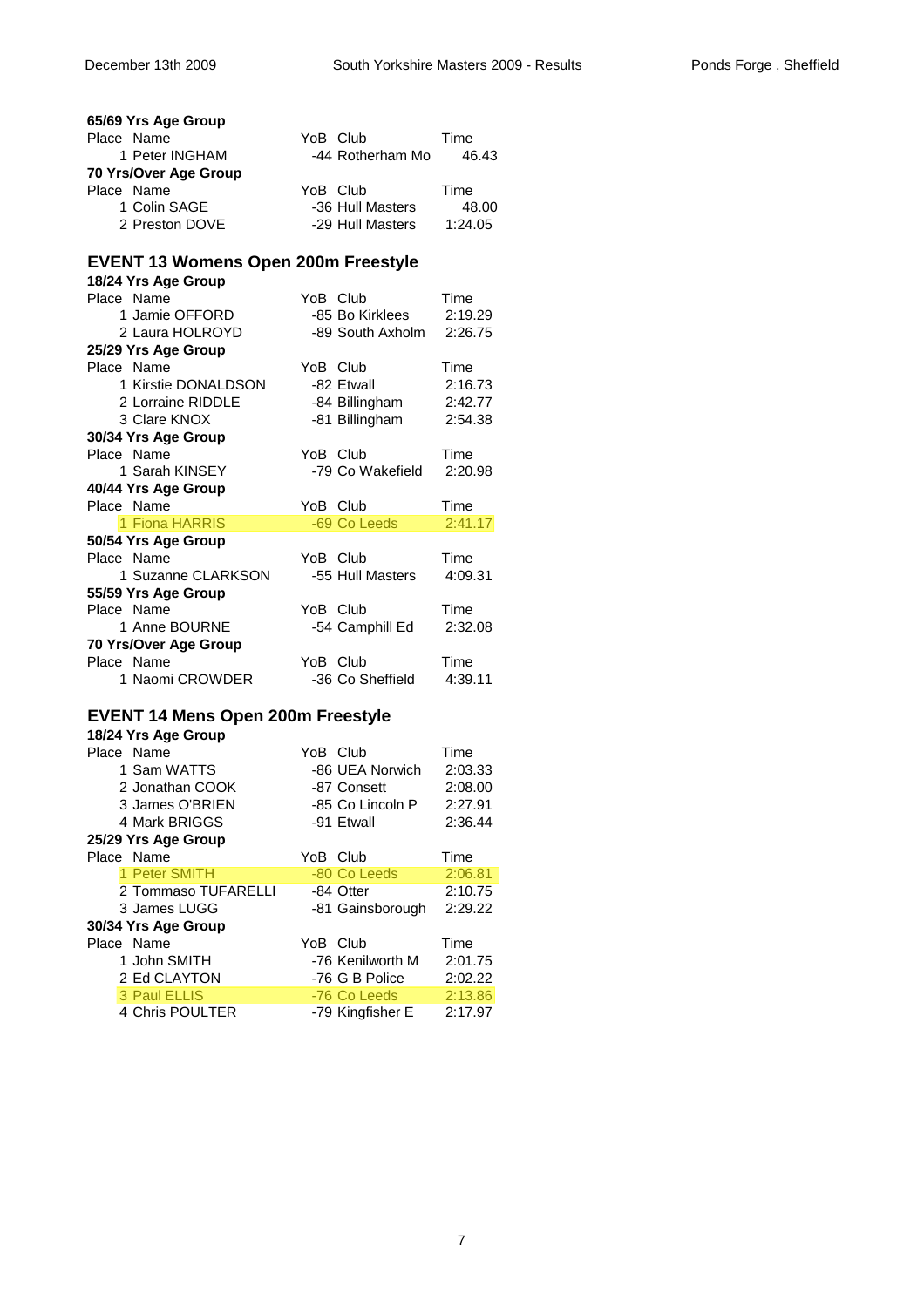**65/69 Yrs Age Group**

| Place | Name | YoB | Club | Time |
|---|---|---|---|---|
| 1 | Peter INGHAM | -44 | Rotherham Mo | 46.43 |

**70 Yrs/Over Age Group**

| Place | Name | YoB | Club | Time |
|---|---|---|---|---|
| 1 | Colin SAGE | -36 | Hull Masters | 48.00 |
| 2 | Preston DOVE | -29 | Hull Masters | 1:24.05 |

## EVENT 13 Womens Open 200m Freestyle

**18/24 Yrs Age Group**

| Place | Name | YoB | Club | Time |
|---|---|---|---|---|
| 1 | Jamie OFFORD | -85 | Bo Kirklees | 2:19.29 |
| 2 | Laura HOLROYD | -89 | South Axholm | 2:26.75 |

**25/29 Yrs Age Group**

| Place | Name | YoB | Club | Time |
|---|---|---|---|---|
| 1 | Kirstie DONALDSON | -82 | Etwall | 2:16.73 |
| 2 | Lorraine RIDDLE | -84 | Billingham | 2:42.77 |
| 3 | Clare KNOX | -81 | Billingham | 2:54.38 |

**30/34 Yrs Age Group**

| Place | Name | YoB | Club | Time |
|---|---|---|---|---|
| 1 | Sarah KINSEY | -79 | Co Wakefield | 2:20.98 |

**40/44 Yrs Age Group**

| Place | Name | YoB | Club | Time |
|---|---|---|---|---|
| 1 | Fiona HARRIS | -69 | Co Leeds | 2:41.17 |

**50/54 Yrs Age Group**

| Place | Name | YoB | Club | Time |
|---|---|---|---|---|
| 1 | Suzanne CLARKSON | -55 | Hull Masters | 4:09.31 |

**55/59 Yrs Age Group**

| Place | Name | YoB | Club | Time |
|---|---|---|---|---|
| 1 | Anne BOURNE | -54 | Camphill Ed | 2:32.08 |

**70 Yrs/Over Age Group**

| Place | Name | YoB | Club | Time |
|---|---|---|---|---|
| 1 | Naomi CROWDER | -36 | Co Sheffield | 4:39.11 |

## EVENT 14 Mens Open 200m Freestyle

**18/24 Yrs Age Group**

| Place | Name | YoB | Club | Time |
|---|---|---|---|---|
| 1 | Sam WATTS | -86 | UEA Norwich | 2:03.33 |
| 2 | Jonathan COOK | -87 | Consett | 2:08.00 |
| 3 | James O'BRIEN | -85 | Co Lincoln P | 2:27.91 |
| 4 | Mark BRIGGS | -91 | Etwall | 2:36.44 |

**25/29 Yrs Age Group**

| Place | Name | YoB | Club | Time |
|---|---|---|---|---|
| 1 | Peter SMITH | -80 | Co Leeds | 2:06.81 |
| 2 | Tommaso TUFARELLI | -84 | Otter | 2:10.75 |
| 3 | James LUGG | -81 | Gainsborough | 2:29.22 |

**30/34 Yrs Age Group**

| Place | Name | YoB | Club | Time |
|---|---|---|---|---|
| 1 | John SMITH | -76 | Kenilworth M | 2:01.75 |
| 2 | Ed CLAYTON | -76 | G B Police | 2:02.22 |
| 3 | Paul ELLIS | -76 | Co Leeds | 2:13.86 |
| 4 | Chris POULTER | -79 | Kingfisher E | 2:17.97 |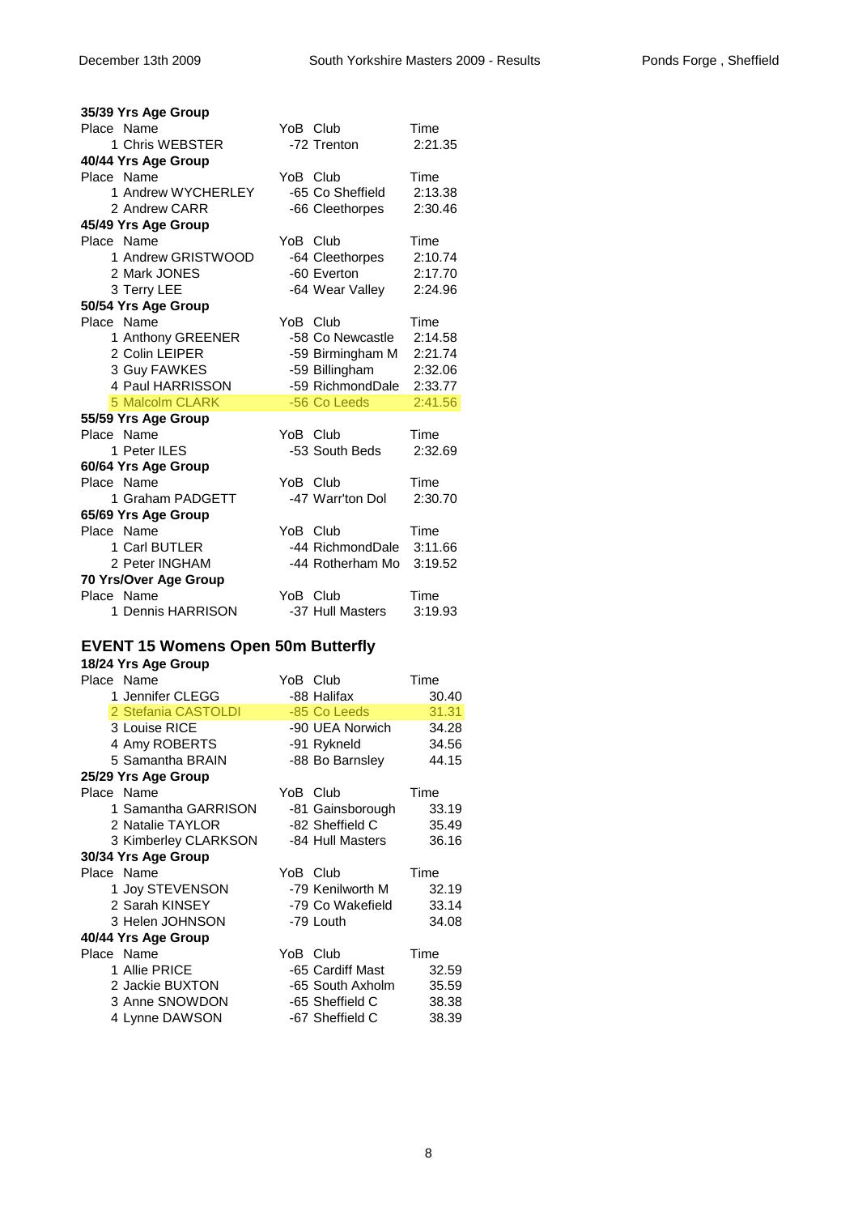**35/39 Yrs Age Group**

| Place | Name | YoB | Club | Time |
|---|---|---|---|---|
| 1 | Chris WEBSTER | -72 | Trenton | 2:21.35 |

**40/44 Yrs Age Group**

| Place | Name | YoB | Club | Time |
|---|---|---|---|---|
| 1 | Andrew WYCHERLEY | -65 | Co Sheffield | 2:13.38 |
| 2 | Andrew CARR | -66 | Cleethorpes | 2:30.46 |

**45/49 Yrs Age Group**

| Place | Name | YoB | Club | Time |
|---|---|---|---|---|
| 1 | Andrew GRISTWOOD | -64 | Cleethorpes | 2:10.74 |
| 2 | Mark JONES | -60 | Everton | 2:17.70 |
| 3 | Terry LEE | -64 | Wear Valley | 2:24.96 |

**50/54 Yrs Age Group**

| Place | Name | YoB | Club | Time |
|---|---|---|---|---|
| 1 | Anthony GREENER | -58 | Co Newcastle | 2:14.58 |
| 2 | Colin LEIPER | -59 | Birmingham M | 2:21.74 |
| 3 | Guy FAWKES | -59 | Billingham | 2:32.06 |
| 4 | Paul HARRISSON | -59 | RichmondDale | 2:33.77 |
| 5 | Malcolm CLARK | -56 | Co Leeds | 2:41.56 |

**55/59 Yrs Age Group**

| Place | Name | YoB | Club | Time |
|---|---|---|---|---|
| 1 | Peter ILES | -53 | South Beds | 2:32.69 |

**60/64 Yrs Age Group**

| Place | Name | YoB | Club | Time |
|---|---|---|---|---|
| 1 | Graham PADGETT | -47 | Warr'ton Dol | 2:30.70 |

**65/69 Yrs Age Group**

| Place | Name | YoB | Club | Time |
|---|---|---|---|---|
| 1 | Carl BUTLER | -44 | RichmondDale | 3:11.66 |
| 2 | Peter INGHAM | -44 | Rotherham Mo | 3:19.52 |

**70 Yrs/Over Age Group**

| Place | Name | YoB | Club | Time |
|---|---|---|---|---|
| 1 | Dennis HARRISON | -37 | Hull Masters | 3:19.93 |

## EVENT 15 Womens Open 50m Butterfly

**18/24 Yrs Age Group**

| Place | Name | YoB | Club | Time |
|---|---|---|---|---|
| 1 | Jennifer CLEGG | -88 | Halifax | 30.40 |
| 2 | Stefania CASTOLDI | -85 | Co Leeds | 31.31 |
| 3 | Louise RICE | -90 | UEA Norwich | 34.28 |
| 4 | Amy ROBERTS | -91 | Rykneld | 34.56 |
| 5 | Samantha BRAIN | -88 | Bo Barnsley | 44.15 |

**25/29 Yrs Age Group**

| Place | Name | YoB | Club | Time |
|---|---|---|---|---|
| 1 | Samantha GARRISON | -81 | Gainsborough | 33.19 |
| 2 | Natalie TAYLOR | -82 | Sheffield C | 35.49 |
| 3 | Kimberley CLARKSON | -84 | Hull Masters | 36.16 |

**30/34 Yrs Age Group**

| Place | Name | YoB | Club | Time |
|---|---|---|---|---|
| 1 | Joy STEVENSON | -79 | Kenilworth M | 32.19 |
| 2 | Sarah KINSEY | -79 | Co Wakefield | 33.14 |
| 3 | Helen JOHNSON | -79 | Louth | 34.08 |

**40/44 Yrs Age Group**

| Place | Name | YoB | Club | Time |
|---|---|---|---|---|
| 1 | Allie PRICE | -65 | Cardiff Mast | 32.59 |
| 2 | Jackie BUXTON | -65 | South Axholm | 35.59 |
| 3 | Anne SNOWDON | -65 | Sheffield C | 38.38 |
| 4 | Lynne DAWSON | -67 | Sheffield C | 38.39 |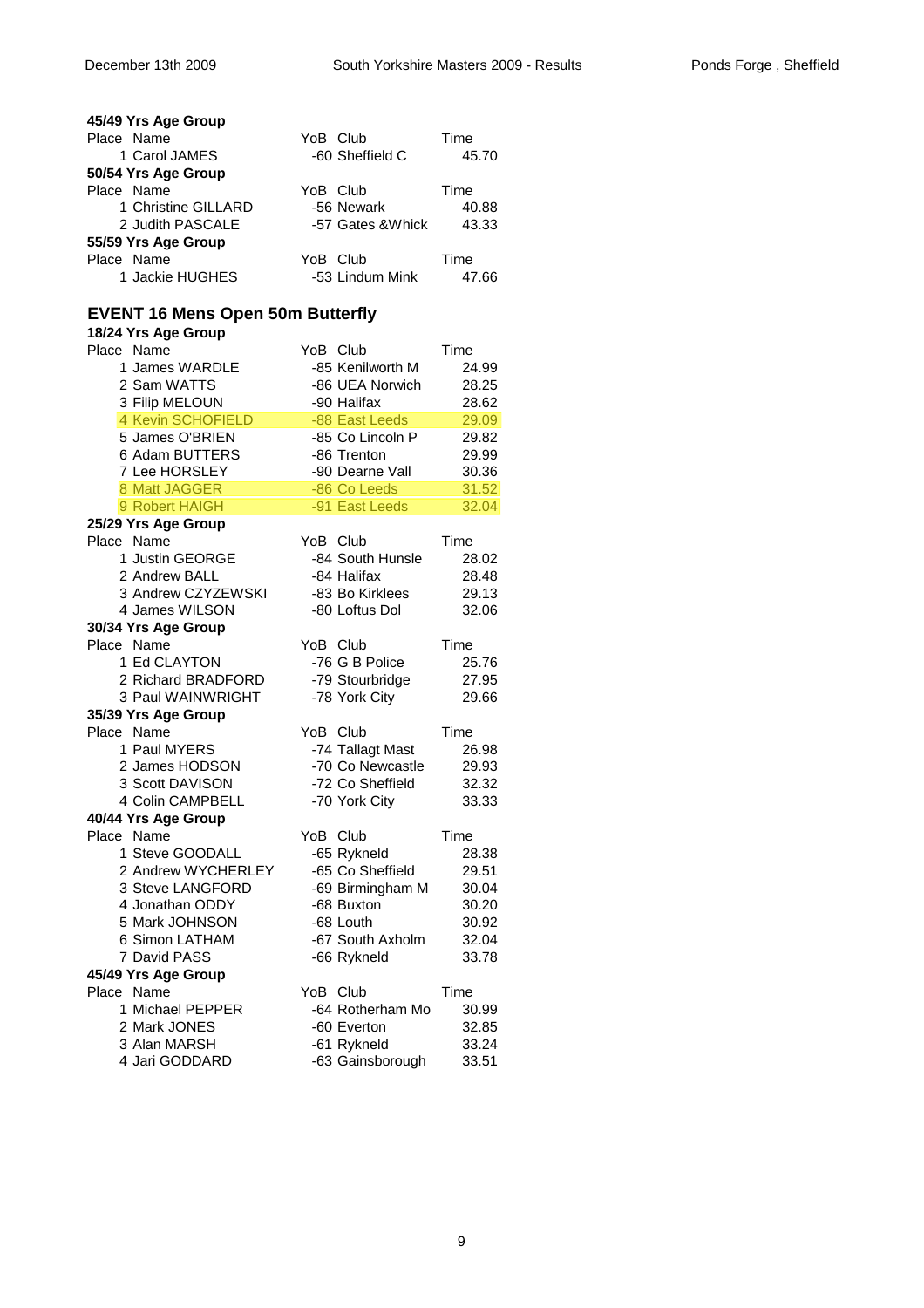**45/49 Yrs Age Group**

| Place | Name | YoB | Club | Time |
|---|---|---|---|---|
| 1 | Carol JAMES | -60 | Sheffield C | 45.70 |

**50/54 Yrs Age Group**

| Place | Name | YoB | Club | Time |
|---|---|---|---|---|
| 1 | Christine GILLARD | -56 | Newark | 40.88 |
| 2 | Judith PASCALE | -57 | Gates &Whick | 43.33 |

**55/59 Yrs Age Group**

| Place | Name | YoB | Club | Time |
|---|---|---|---|---|
| 1 | Jackie HUGHES | -53 | Lindum Mink | 47.66 |

## EVENT 16 Mens Open 50m Butterfly

**18/24 Yrs Age Group**

| Place | Name | YoB | Club | Time |
|---|---|---|---|---|
| 1 | James WARDLE | -85 | Kenilworth M | 24.99 |
| 2 | Sam WATTS | -86 | UEA Norwich | 28.25 |
| 3 | Filip MELOUN | -90 | Halifax | 28.62 |
| 4 | Kevin SCHOFIELD | -88 | East Leeds | 29.09 |
| 5 | James O'BRIEN | -85 | Co Lincoln P | 29.82 |
| 6 | Adam BUTTERS | -86 | Trenton | 29.99 |
| 7 | Lee HORSLEY | -90 | Dearne Vall | 30.36 |
| 8 | Matt JAGGER | -86 | Co Leeds | 31.52 |
| 9 | Robert HAIGH | -91 | East Leeds | 32.04 |

**25/29 Yrs Age Group**

| Place | Name | YoB | Club | Time |
|---|---|---|---|---|
| 1 | Justin GEORGE | -84 | South Hunsle | 28.02 |
| 2 | Andrew BALL | -84 | Halifax | 28.48 |
| 3 | Andrew CZYZEWSKI | -83 | Bo Kirklees | 29.13 |
| 4 | James WILSON | -80 | Loftus Dol | 32.06 |

**30/34 Yrs Age Group**

| Place | Name | YoB | Club | Time |
|---|---|---|---|---|
| 1 | Ed CLAYTON | -76 | G B Police | 25.76 |
| 2 | Richard BRADFORD | -79 | Stourbridge | 27.95 |
| 3 | Paul WAINWRIGHT | -78 | York City | 29.66 |

**35/39 Yrs Age Group**

| Place | Name | YoB | Club | Time |
|---|---|---|---|---|
| 1 | Paul MYERS | -74 | Tallagt Mast | 26.98 |
| 2 | James HODSON | -70 | Co Newcastle | 29.93 |
| 3 | Scott DAVISON | -72 | Co Sheffield | 32.32 |
| 4 | Colin CAMPBELL | -70 | York City | 33.33 |

**40/44 Yrs Age Group**

| Place | Name | YoB | Club | Time |
|---|---|---|---|---|
| 1 | Steve GOODALL | -65 | Rykneld | 28.38 |
| 2 | Andrew WYCHERLEY | -65 | Co Sheffield | 29.51 |
| 3 | Steve LANGFORD | -69 | Birmingham M | 30.04 |
| 4 | Jonathan ODDY | -68 | Buxton | 30.20 |
| 5 | Mark JOHNSON | -68 | Louth | 30.92 |
| 6 | Simon LATHAM | -67 | South Axholm | 32.04 |
| 7 | David PASS | -66 | Rykneld | 33.78 |

**45/49 Yrs Age Group**

| Place | Name | YoB | Club | Time |
|---|---|---|---|---|
| 1 | Michael PEPPER | -64 | Rotherham Mo | 30.99 |
| 2 | Mark JONES | -60 | Everton | 32.85 |
| 3 | Alan MARSH | -61 | Rykneld | 33.24 |
| 4 | Jari GODDARD | -63 | Gainsborough | 33.51 |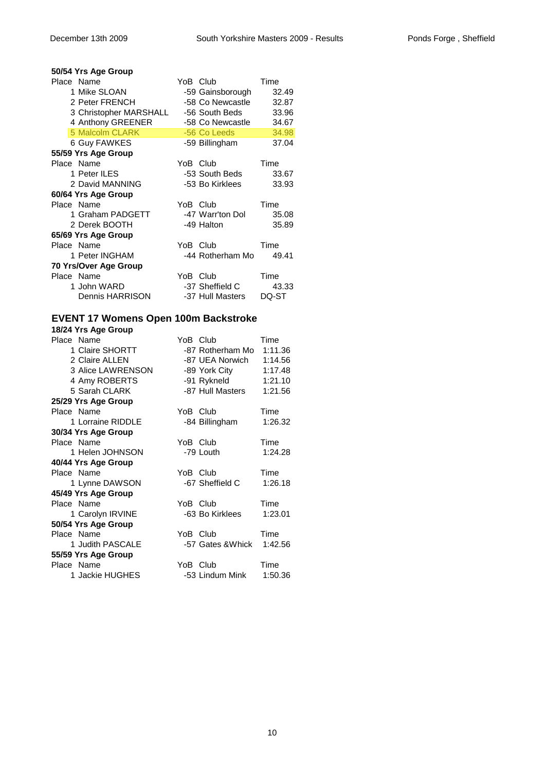**50/54 Yrs Age Group**

| Place | Name | YoB | Club | Time |
|---|---|---|---|---|
| 1 | Mike SLOAN | -59 | Gainsborough | 32.49 |
| 2 | Peter FRENCH | -58 | Co Newcastle | 32.87 |
| 3 | Christopher MARSHALL | -56 | South Beds | 33.96 |
| 4 | Anthony GREENER | -58 | Co Newcastle | 34.67 |
| 5 | Malcolm CLARK | -56 | Co Leeds | 34.98 |
| 6 | Guy FAWKES | -59 | Billingham | 37.04 |

**55/59 Yrs Age Group**

| Place | Name | YoB | Club | Time |
|---|---|---|---|---|
| 1 | Peter ILES | -53 | South Beds | 33.67 |
| 2 | David MANNING | -53 | Bo Kirklees | 33.93 |

**60/64 Yrs Age Group**

| Place | Name | YoB | Club | Time |
|---|---|---|---|---|
| 1 | Graham PADGETT | -47 | Warr'ton Dol | 35.08 |
| 2 | Derek BOOTH | -49 | Halton | 35.89 |

**65/69 Yrs Age Group**

| Place | Name | YoB | Club | Time |
|---|---|---|---|---|
| 1 | Peter INGHAM | -44 | Rotherham Mo | 49.41 |

**70 Yrs/Over Age Group**

| Place | Name | YoB | Club | Time |
|---|---|---|---|---|
| 1 | John WARD | -37 | Sheffield C | 43.33 |
| | Dennis HARRISON | -37 | Hull Masters | DQ-ST |

## EVENT 17 Womens Open 100m Backstroke

**18/24 Yrs Age Group**

| Place | Name | YoB | Club | Time |
|---|---|---|---|---|
| 1 | Claire SHORTT | -87 | Rotherham Mo | 1:11.36 |
| 2 | Claire ALLEN | -87 | UEA Norwich | 1:14.56 |
| 3 | Alice LAWRENSON | -89 | York City | 1:17.48 |
| 4 | Amy ROBERTS | -91 | Rykneld | 1:21.10 |
| 5 | Sarah CLARK | -87 | Hull Masters | 1:21.56 |

**25/29 Yrs Age Group**

| Place | Name | YoB | Club | Time |
|---|---|---|---|---|
| 1 | Lorraine RIDDLE | -84 | Billingham | 1:26.32 |

**30/34 Yrs Age Group**

| Place | Name | YoB | Club | Time |
|---|---|---|---|---|
| 1 | Helen JOHNSON | -79 | Louth | 1:24.28 |

**40/44 Yrs Age Group**

| Place | Name | YoB | Club | Time |
|---|---|---|---|---|
| 1 | Lynne DAWSON | -67 | Sheffield C | 1:26.18 |

**45/49 Yrs Age Group**

| Place | Name | YoB | Club | Time |
|---|---|---|---|---|
| 1 | Carolyn IRVINE | -63 | Bo Kirklees | 1:23.01 |

**50/54 Yrs Age Group**

| Place | Name | YoB | Club | Time |
|---|---|---|---|---|
| 1 | Judith PASCALE | -57 | Gates &Whick | 1:42.56 |

**55/59 Yrs Age Group**

| Place | Name | YoB | Club | Time |
|---|---|---|---|---|
| 1 | Jackie HUGHES | -53 | Lindum Mink | 1:50.36 |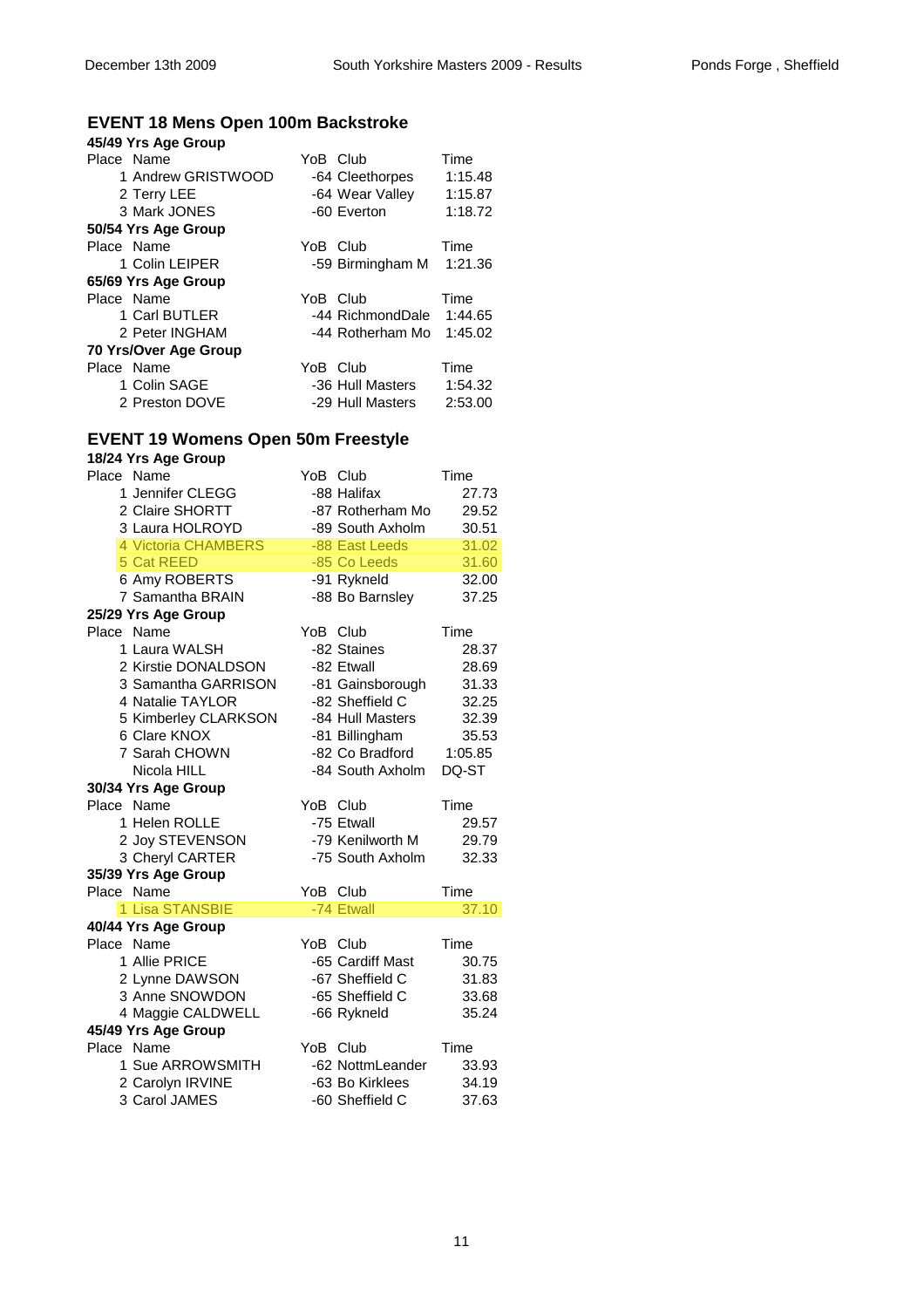## EVENT 18 Mens Open 100m Backstroke

**45/49 Yrs Age Group**

| Place | Name | YoB | Club | Time |
|---|---|---|---|---|
| 1 | Andrew GRISTWOOD | -64 | Cleethorpes | 1:15.48 |
| 2 | Terry LEE | -64 | Wear Valley | 1:15.87 |
| 3 | Mark JONES | -60 | Everton | 1:18.72 |

**50/54 Yrs Age Group**

| Place | Name | YoB | Club | Time |
|---|---|---|---|---|
| 1 | Colin LEIPER | -59 | Birmingham M | 1:21.36 |

**65/69 Yrs Age Group**

| Place | Name | YoB | Club | Time |
|---|---|---|---|---|
| 1 | Carl BUTLER | -44 | RichmondDale | 1:44.65 |
| 2 | Peter INGHAM | -44 | Rotherham Mo | 1:45.02 |

**70 Yrs/Over Age Group**

| Place | Name | YoB | Club | Time |
|---|---|---|---|---|
| 1 | Colin SAGE | -36 | Hull Masters | 1:54.32 |
| 2 | Preston DOVE | -29 | Hull Masters | 2:53.00 |

## EVENT 19 Womens Open 50m Freestyle

**18/24 Yrs Age Group**

| Place | Name | YoB | Club | Time |
|---|---|---|---|---|
| 1 | Jennifer CLEGG | -88 | Halifax | 27.73 |
| 2 | Claire SHORTT | -87 | Rotherham Mo | 29.52 |
| 3 | Laura HOLROYD | -89 | South Axholm | 30.51 |
| 4 | Victoria CHAMBERS | -88 | East Leeds | 31.02 |
| 5 | Cat REED | -85 | Co Leeds | 31.60 |
| 6 | Amy ROBERTS | -91 | Rykneld | 32.00 |
| 7 | Samantha BRAIN | -88 | Bo Barnsley | 37.25 |

**25/29 Yrs Age Group**

| Place | Name | YoB | Club | Time |
|---|---|---|---|---|
| 1 | Laura WALSH | -82 | Staines | 28.37 |
| 2 | Kirstie DONALDSON | -82 | Etwall | 28.69 |
| 3 | Samantha GARRISON | -81 | Gainsborough | 31.33 |
| 4 | Natalie TAYLOR | -82 | Sheffield C | 32.25 |
| 5 | Kimberley CLARKSON | -84 | Hull Masters | 32.39 |
| 6 | Clare KNOX | -81 | Billingham | 35.53 |
| 7 | Sarah CHOWN | -82 | Co Bradford | 1:05.85 |
| | Nicola HILL | -84 | South Axholm | DQ-ST |

**30/34 Yrs Age Group**

| Place | Name | YoB | Club | Time |
|---|---|---|---|---|
| 1 | Helen ROLLE | -75 | Etwall | 29.57 |
| 2 | Joy STEVENSON | -79 | Kenilworth M | 29.79 |
| 3 | Cheryl CARTER | -75 | South Axholm | 32.33 |

**35/39 Yrs Age Group**

| Place | Name | YoB | Club | Time |
|---|---|---|---|---|
| 1 | Lisa STANSBIE | -74 | Etwall | 37.10 |

**40/44 Yrs Age Group**

| Place | Name | YoB | Club | Time |
|---|---|---|---|---|
| 1 | Allie PRICE | -65 | Cardiff Mast | 30.75 |
| 2 | Lynne DAWSON | -67 | Sheffield C | 31.83 |
| 3 | Anne SNOWDON | -65 | Sheffield C | 33.68 |
| 4 | Maggie CALDWELL | -66 | Rykneld | 35.24 |

**45/49 Yrs Age Group**

| Place | Name | YoB | Club | Time |
|---|---|---|---|---|
| 1 | Sue ARROWSMITH | -62 | NottmLeander | 33.93 |
| 2 | Carolyn IRVINE | -63 | Bo Kirklees | 34.19 |
| 3 | Carol JAMES | -60 | Sheffield C | 37.63 |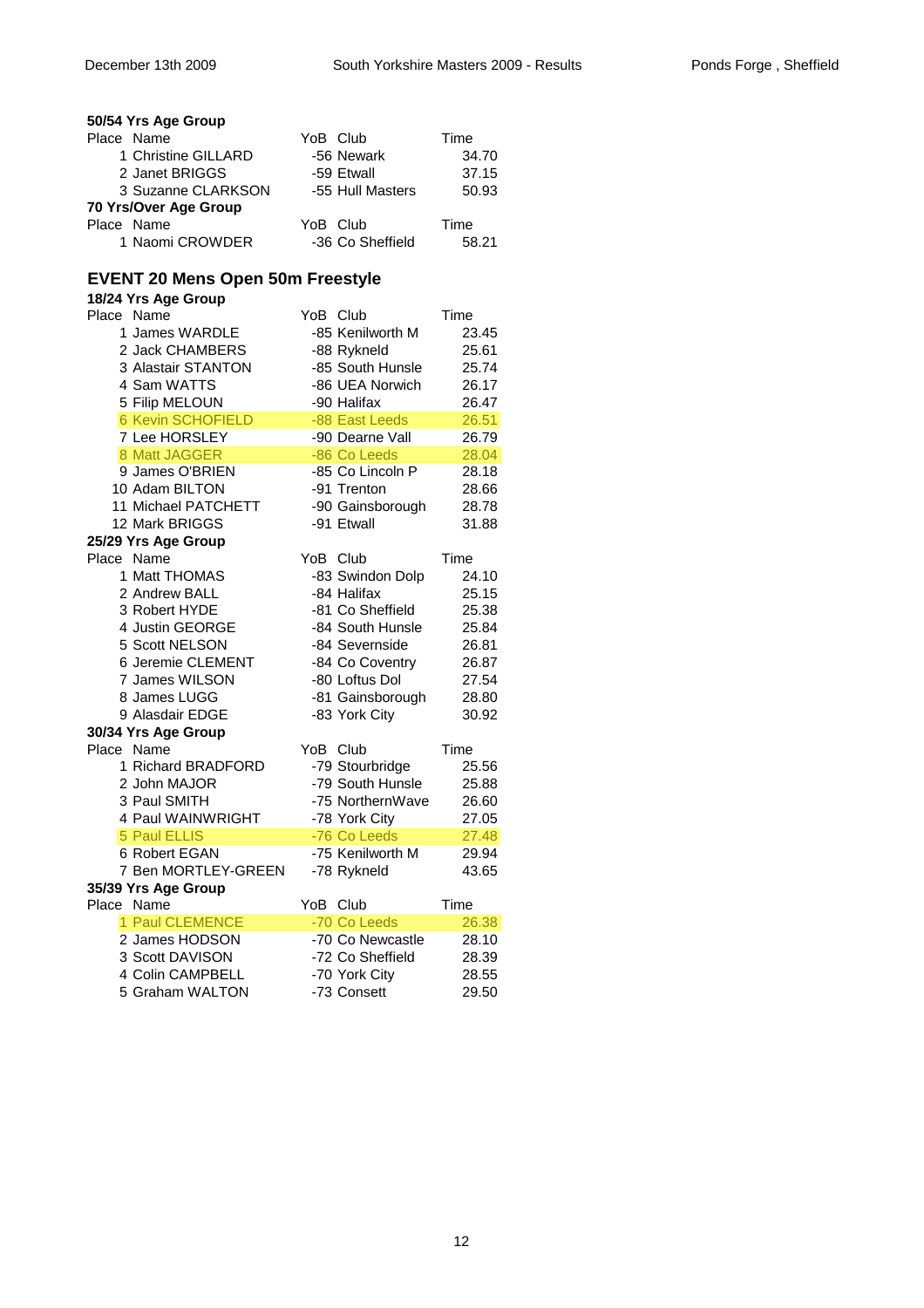**50/54 Yrs Age Group**

| Place | Name | YoB | Club | Time |
|---|---|---|---|---|
| 1 | Christine GILLARD | -56 | Newark | 34.70 |
| 2 | Janet BRIGGS | -59 | Etwall | 37.15 |
| 3 | Suzanne CLARKSON | -55 | Hull Masters | 50.93 |

**70 Yrs/Over Age Group**

| Place | Name | YoB | Club | Time |
|---|---|---|---|---|
| 1 | Naomi CROWDER | -36 | Co Sheffield | 58.21 |

## EVENT 20 Mens Open 50m Freestyle

**18/24 Yrs Age Group**

| Place | Name | YoB | Club | Time |
|---|---|---|---|---|
| 1 | James WARDLE | -85 | Kenilworth M | 23.45 |
| 2 | Jack CHAMBERS | -88 | Rykneld | 25.61 |
| 3 | Alastair STANTON | -85 | South Hunsle | 25.74 |
| 4 | Sam WATTS | -86 | UEA Norwich | 26.17 |
| 5 | Filip MELOUN | -90 | Halifax | 26.47 |
| 6 | Kevin SCHOFIELD | -88 | East Leeds | 26.51 |
| 7 | Lee HORSLEY | -90 | Dearne Vall | 26.79 |
| 8 | Matt JAGGER | -86 | Co Leeds | 28.04 |
| 9 | James O'BRIEN | -85 | Co Lincoln P | 28.18 |
| 10 | Adam BILTON | -91 | Trenton | 28.66 |
| 11 | Michael PATCHETT | -90 | Gainsborough | 28.78 |
| 12 | Mark BRIGGS | -91 | Etwall | 31.88 |

**25/29 Yrs Age Group**

| Place | Name | YoB | Club | Time |
|---|---|---|---|---|
| 1 | Matt THOMAS | -83 | Swindon Dolp | 24.10 |
| 2 | Andrew BALL | -84 | Halifax | 25.15 |
| 3 | Robert HYDE | -81 | Co Sheffield | 25.38 |
| 4 | Justin GEORGE | -84 | South Hunsle | 25.84 |
| 5 | Scott NELSON | -84 | Severnside | 26.81 |
| 6 | Jeremie CLEMENT | -84 | Co Coventry | 26.87 |
| 7 | James WILSON | -80 | Loftus Dol | 27.54 |
| 8 | James LUGG | -81 | Gainsborough | 28.80 |
| 9 | Alasdair EDGE | -83 | York City | 30.92 |

**30/34 Yrs Age Group**

| Place | Name | YoB | Club | Time |
|---|---|---|---|---|
| 1 | Richard BRADFORD | -79 | Stourbridge | 25.56 |
| 2 | John MAJOR | -79 | South Hunsle | 25.88 |
| 3 | Paul SMITH | -75 | NorthernWave | 26.60 |
| 4 | Paul WAINWRIGHT | -78 | York City | 27.05 |
| 5 | Paul ELLIS | -76 | Co Leeds | 27.48 |
| 6 | Robert EGAN | -75 | Kenilworth M | 29.94 |
| 7 | Ben MORTLEY-GREEN | -78 | Rykneld | 43.65 |

**35/39 Yrs Age Group**

| Place | Name | YoB | Club | Time |
|---|---|---|---|---|
| 1 | Paul CLEMENCE | -70 | Co Leeds | 26.38 |
| 2 | James HODSON | -70 | Co Newcastle | 28.10 |
| 3 | Scott DAVISON | -72 | Co Sheffield | 28.39 |
| 4 | Colin CAMPBELL | -70 | York City | 28.55 |
| 5 | Graham WALTON | -73 | Consett | 29.50 |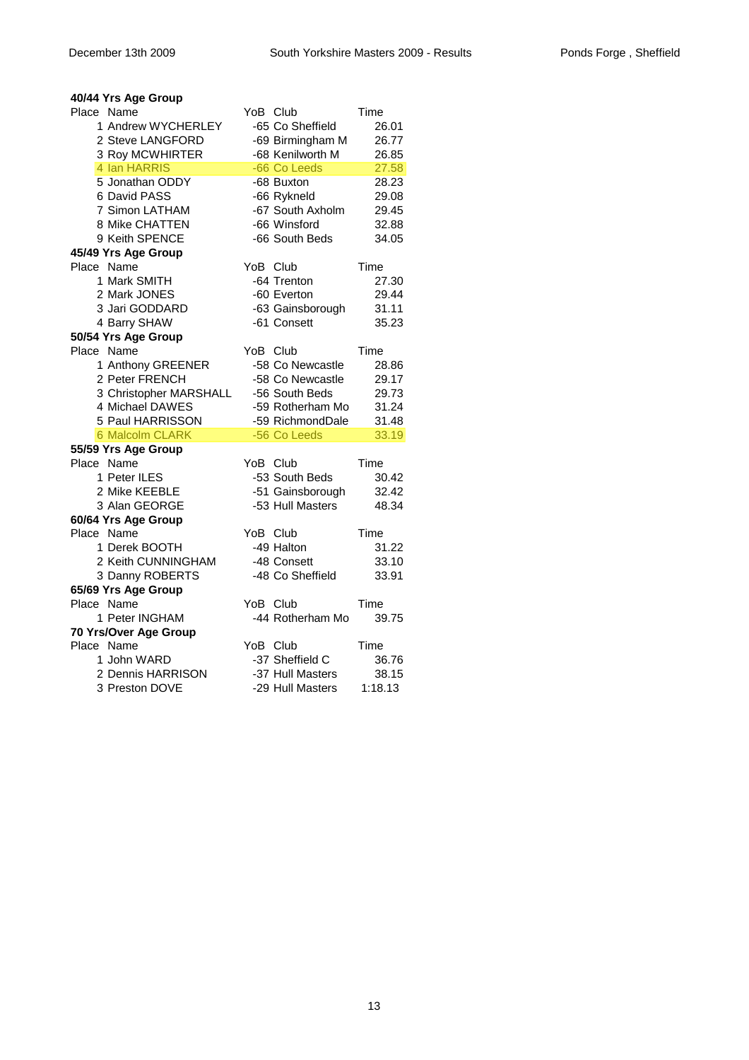### 40/44 Yrs Age Group

| Place | Name | YoB | Club | Time |
|---|---|---|---|---|
| 1 | Andrew WYCHERLEY | -65 | Co Sheffield | 26.01 |
| 2 | Steve LANGFORD | -69 | Birmingham M | 26.77 |
| 3 | Roy MCWHIRTER | -68 | Kenilworth M | 26.85 |
| 4 | Ian HARRIS | -66 | Co Leeds | 27.58 |
| 5 | Jonathan ODDY | -68 | Buxton | 28.23 |
| 6 | David PASS | -66 | Rykneld | 29.08 |
| 7 | Simon LATHAM | -67 | South Axholm | 29.45 |
| 8 | Mike CHATTEN | -66 | Winsford | 32.88 |
| 9 | Keith SPENCE | -66 | South Beds | 34.05 |

### 45/49 Yrs Age Group

| Place | Name | YoB | Club | Time |
|---|---|---|---|---|
| 1 | Mark SMITH | -64 | Trenton | 27.30 |
| 2 | Mark JONES | -60 | Everton | 29.44 |
| 3 | Jari GODDARD | -63 | Gainsborough | 31.11 |
| 4 | Barry SHAW | -61 | Consett | 35.23 |

### 50/54 Yrs Age Group

| Place | Name | YoB | Club | Time |
|---|---|---|---|---|
| 1 | Anthony GREENER | -58 | Co Newcastle | 28.86 |
| 2 | Peter FRENCH | -58 | Co Newcastle | 29.17 |
| 3 | Christopher MARSHALL | -56 | South Beds | 29.73 |
| 4 | Michael DAWES | -59 | Rotherham Mo | 31.24 |
| 5 | Paul HARRISSON | -59 | RichmondDale | 31.48 |
| 6 | Malcolm CLARK | -56 | Co Leeds | 33.19 |

### 55/59 Yrs Age Group

| Place | Name | YoB | Club | Time |
|---|---|---|---|---|
| 1 | Peter ILES | -53 | South Beds | 30.42 |
| 2 | Mike KEEBLE | -51 | Gainsborough | 32.42 |
| 3 | Alan GEORGE | -53 | Hull Masters | 48.34 |

### 60/64 Yrs Age Group

| Place | Name | YoB | Club | Time |
|---|---|---|---|---|
| 1 | Derek BOOTH | -49 | Halton | 31.22 |
| 2 | Keith CUNNINGHAM | -48 | Consett | 33.10 |
| 3 | Danny ROBERTS | -48 | Co Sheffield | 33.91 |

### 65/69 Yrs Age Group

| Place | Name | YoB | Club | Time |
|---|---|---|---|---|
| 1 | Peter INGHAM | -44 | Rotherham Mo | 39.75 |

### 70 Yrs/Over Age Group

| Place | Name | YoB | Club | Time |
|---|---|---|---|---|
| 1 | John WARD | -37 | Sheffield C | 36.76 |
| 2 | Dennis HARRISON | -37 | Hull Masters | 38.15 |
| 3 | Preston DOVE | -29 | Hull Masters | 1:18.13 |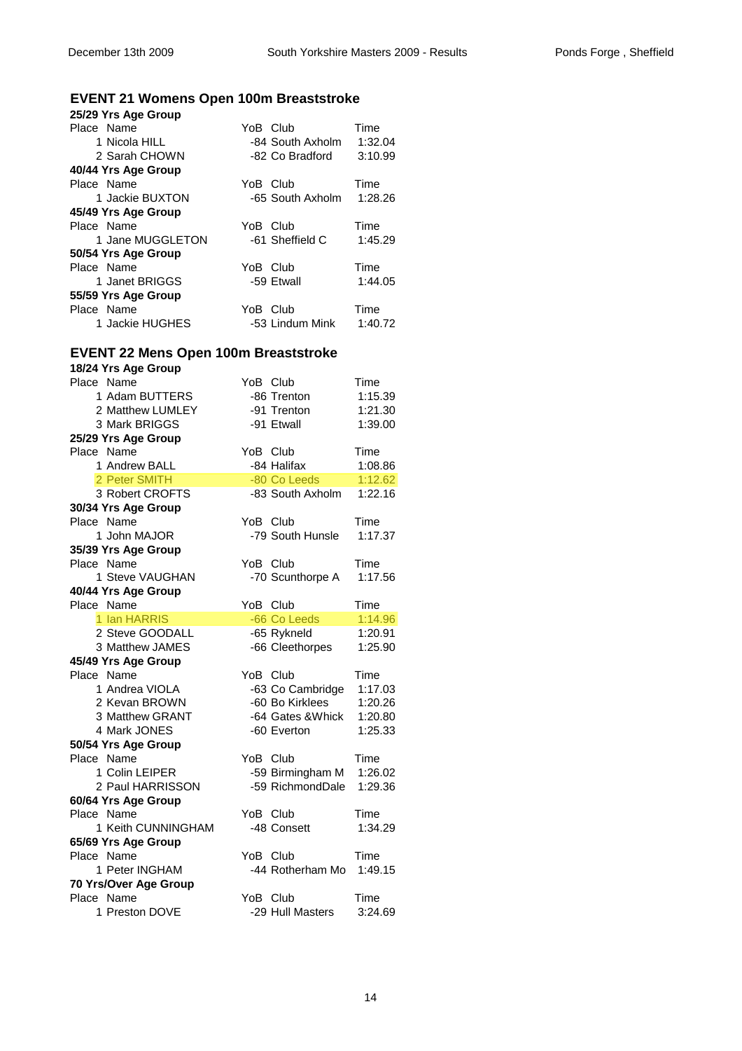## EVENT 21 Womens Open 100m Breaststroke

**25/29 Yrs Age Group**

| Place | Name | YoB | Club | Time |
|---|---|---|---|---|
| 1 | Nicola HILL | -84 | South Axholm | 1:32.04 |
| 2 | Sarah CHOWN | -82 | Co Bradford | 3:10.99 |

**40/44 Yrs Age Group**

| Place | Name | YoB | Club | Time |
|---|---|---|---|---|
| 1 | Jackie BUXTON | -65 | South Axholm | 1:28.26 |

**45/49 Yrs Age Group**

| Place | Name | YoB | Club | Time |
|---|---|---|---|---|
| 1 | Jane MUGGLETON | -61 | Sheffield C | 1:45.29 |

**50/54 Yrs Age Group**

| Place | Name | YoB | Club | Time |
|---|---|---|---|---|
| 1 | Janet BRIGGS | -59 | Etwall | 1:44.05 |

**55/59 Yrs Age Group**

| Place | Name | YoB | Club | Time |
|---|---|---|---|---|
| 1 | Jackie HUGHES | -53 | Lindum Mink | 1:40.72 |

## EVENT 22 Mens Open 100m Breaststroke

**18/24 Yrs Age Group**

| Place | Name | YoB | Club | Time |
|---|---|---|---|---|
| 1 | Adam BUTTERS | -86 | Trenton | 1:15.39 |
| 2 | Matthew LUMLEY | -91 | Trenton | 1:21.30 |
| 3 | Mark BRIGGS | -91 | Etwall | 1:39.00 |

**25/29 Yrs Age Group**

| Place | Name | YoB | Club | Time |
|---|---|---|---|---|
| 1 | Andrew BALL | -84 | Halifax | 1:08.86 |
| 2 | Peter SMITH | -80 | Co Leeds | 1:12.62 |
| 3 | Robert CROFTS | -83 | South Axholm | 1:22.16 |

**30/34 Yrs Age Group**

| Place | Name | YoB | Club | Time |
|---|---|---|---|---|
| 1 | John MAJOR | -79 | South Hunsle | 1:17.37 |

**35/39 Yrs Age Group**

| Place | Name | YoB | Club | Time |
|---|---|---|---|---|
| 1 | Steve VAUGHAN | -70 | Scunthorpe A | 1:17.56 |

**40/44 Yrs Age Group**

| Place | Name | YoB | Club | Time |
|---|---|---|---|---|
| 1 | Ian HARRIS | -66 | Co Leeds | 1:14.96 |
| 2 | Steve GOODALL | -65 | Rykneld | 1:20.91 |
| 3 | Matthew JAMES | -66 | Cleethorpes | 1:25.90 |

**45/49 Yrs Age Group**

| Place | Name | YoB | Club | Time |
|---|---|---|---|---|
| 1 | Andrea VIOLA | -63 | Co Cambridge | 1:17.03 |
| 2 | Kevan BROWN | -60 | Bo Kirklees | 1:20.26 |
| 3 | Matthew GRANT | -64 | Gates &Whick | 1:20.80 |
| 4 | Mark JONES | -60 | Everton | 1:25.33 |

**50/54 Yrs Age Group**

| Place | Name | YoB | Club | Time |
|---|---|---|---|---|
| 1 | Colin LEIPER | -59 | Birmingham M | 1:26.02 |
| 2 | Paul HARRISSON | -59 | RichmondDale | 1:29.36 |

**60/64 Yrs Age Group**

| Place | Name | YoB | Club | Time |
|---|---|---|---|---|
| 1 | Keith CUNNINGHAM | -48 | Consett | 1:34.29 |

**65/69 Yrs Age Group**

| Place | Name | YoB | Club | Time |
|---|---|---|---|---|
| 1 | Peter INGHAM | -44 | Rotherham Mo | 1:49.15 |

**70 Yrs/Over Age Group**

| Place | Name | YoB | Club | Time |
|---|---|---|---|---|
| 1 | Preston DOVE | -29 | Hull Masters | 3:24.69 |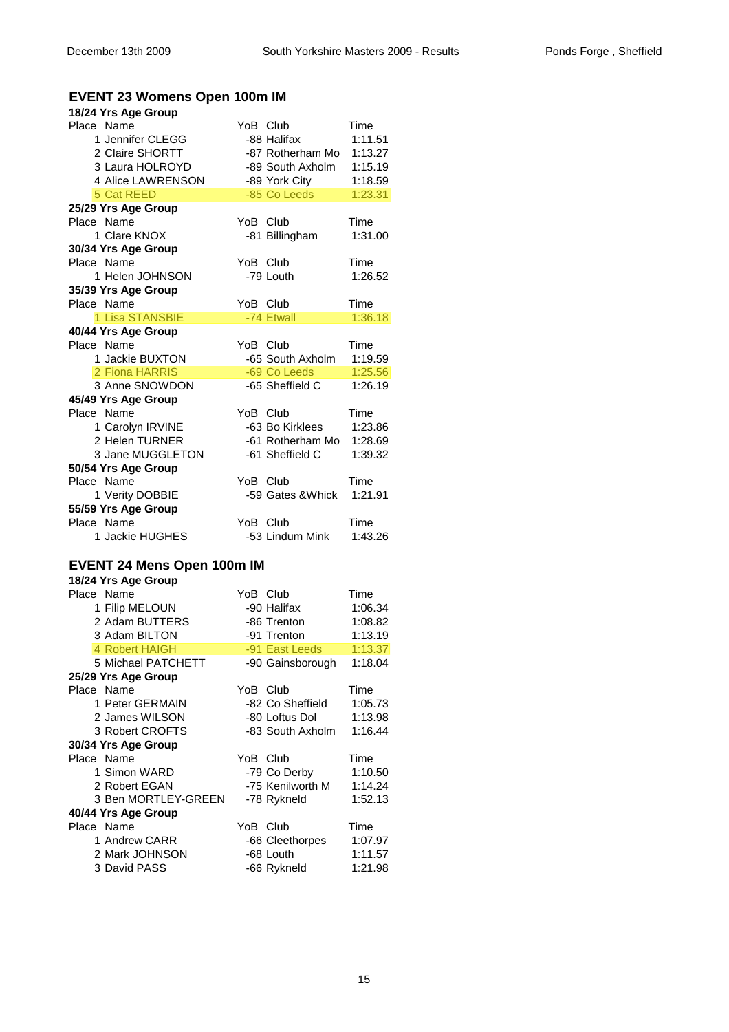## EVENT 23 Womens Open 100m IM

**18/24 Yrs Age Group**

| Place | Name | YoB | Club | Time |
|---|---|---|---|---|
| 1 | Jennifer CLEGG | -88 | Halifax | 1:11.51 |
| 2 | Claire SHORTT | -87 | Rotherham Mo | 1:13.27 |
| 3 | Laura HOLROYD | -89 | South Axholm | 1:15.19 |
| 4 | Alice LAWRENSON | -89 | York City | 1:18.59 |
| 5 | Cat REED | -85 | Co Leeds | 1:23.31 |

**25/29 Yrs Age Group**

| Place | Name | YoB | Club | Time |
|---|---|---|---|---|
| 1 | Clare KNOX | -81 | Billingham | 1:31.00 |

**30/34 Yrs Age Group**

| Place | Name | YoB | Club | Time |
|---|---|---|---|---|
| 1 | Helen JOHNSON | -79 | Louth | 1:26.52 |

**35/39 Yrs Age Group**

| Place | Name | YoB | Club | Time |
|---|---|---|---|---|
| 1 | Lisa STANSBIE | -74 | Etwall | 1:36.18 |

**40/44 Yrs Age Group**

| Place | Name | YoB | Club | Time |
|---|---|---|---|---|
| 1 | Jackie BUXTON | -65 | South Axholm | 1:19.59 |
| 2 | Fiona HARRIS | -69 | Co Leeds | 1:25.56 |
| 3 | Anne SNOWDON | -65 | Sheffield C | 1:26.19 |

**45/49 Yrs Age Group**

| Place | Name | YoB | Club | Time |
|---|---|---|---|---|
| 1 | Carolyn IRVINE | -63 | Bo Kirklees | 1:23.86 |
| 2 | Helen TURNER | -61 | Rotherham Mo | 1:28.69 |
| 3 | Jane MUGGLETON | -61 | Sheffield C | 1:39.32 |

**50/54 Yrs Age Group**

| Place | Name | YoB | Club | Time |
|---|---|---|---|---|
| 1 | Verity DOBBIE | -59 | Gates &Whick | 1:21.91 |

**55/59 Yrs Age Group**

| Place | Name | YoB | Club | Time |
|---|---|---|---|---|
| 1 | Jackie HUGHES | -53 | Lindum Mink | 1:43.26 |

## EVENT 24 Mens Open 100m IM

**18/24 Yrs Age Group**

| Place | Name | YoB | Club | Time |
|---|---|---|---|---|
| 1 | Filip MELOUN | -90 | Halifax | 1:06.34 |
| 2 | Adam BUTTERS | -86 | Trenton | 1:08.82 |
| 3 | Adam BILTON | -91 | Trenton | 1:13.19 |
| 4 | Robert HAIGH | -91 | East Leeds | 1:13.37 |
| 5 | Michael PATCHETT | -90 | Gainsborough | 1:18.04 |

**25/29 Yrs Age Group**

| Place | Name | YoB | Club | Time |
|---|---|---|---|---|
| 1 | Peter GERMAIN | -82 | Co Sheffield | 1:05.73 |
| 2 | James WILSON | -80 | Loftus Dol | 1:13.98 |
| 3 | Robert CROFTS | -83 | South Axholm | 1:16.44 |

**30/34 Yrs Age Group**

| Place | Name | YoB | Club | Time |
|---|---|---|---|---|
| 1 | Simon WARD | -79 | Co Derby | 1:10.50 |
| 2 | Robert EGAN | -75 | Kenilworth M | 1:14.24 |
| 3 | Ben MORTLEY-GREEN | -78 | Rykneld | 1:52.13 |

**40/44 Yrs Age Group**

| Place | Name | YoB | Club | Time |
|---|---|---|---|---|
| 1 | Andrew CARR | -66 | Cleethorpes | 1:07.97 |
| 2 | Mark JOHNSON | -68 | Louth | 1:11.57 |
| 3 | David PASS | -66 | Rykneld | 1:21.98 |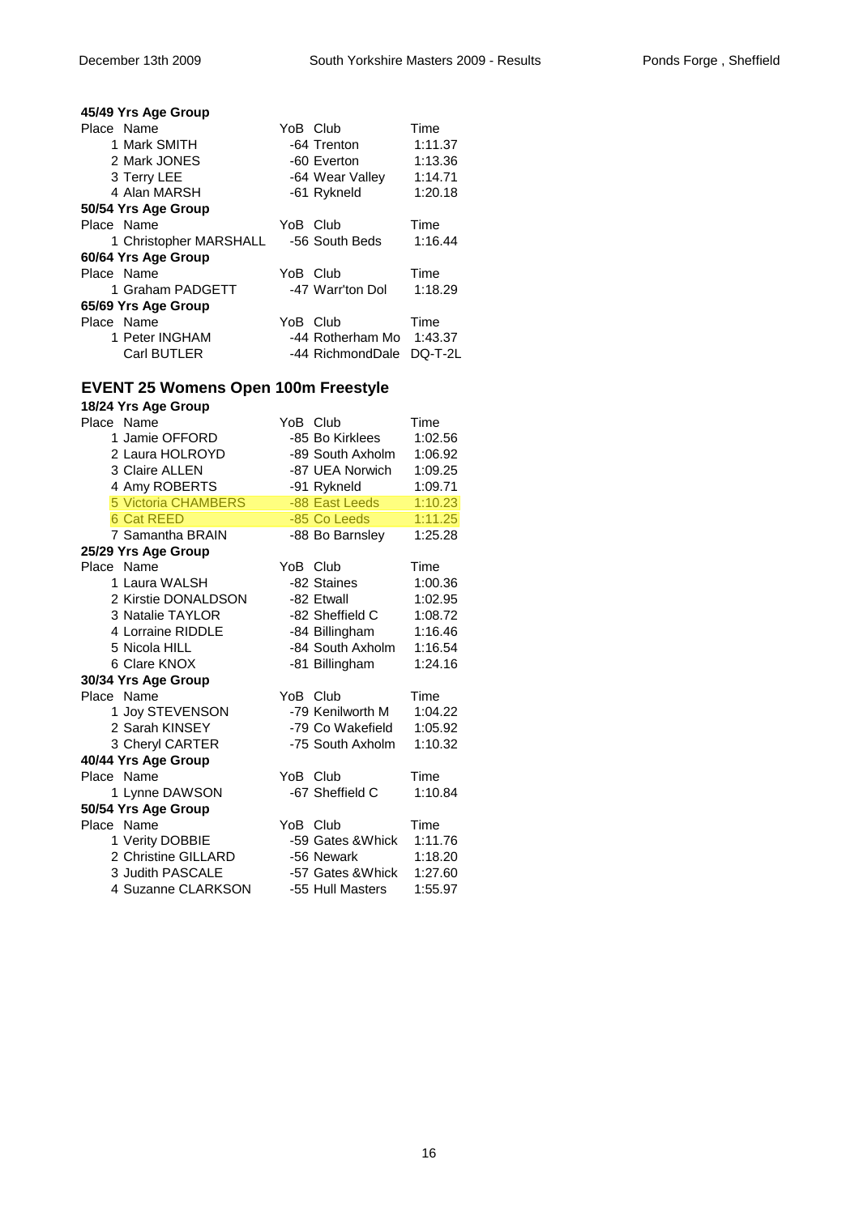**45/49 Yrs Age Group**

| Place | Name | YoB | Club | Time |
|---|---|---|---|---|
| 1 | Mark SMITH | -64 | Trenton | 1:11.37 |
| 2 | Mark JONES | -60 | Everton | 1:13.36 |
| 3 | Terry LEE | -64 | Wear Valley | 1:14.71 |
| 4 | Alan MARSH | -61 | Rykneld | 1:20.18 |

**50/54 Yrs Age Group**

| Place | Name | YoB | Club | Time |
|---|---|---|---|---|
| 1 | Christopher MARSHALL | -56 | South Beds | 1:16.44 |

**60/64 Yrs Age Group**

| Place | Name | YoB | Club | Time |
|---|---|---|---|---|
| 1 | Graham PADGETT | -47 | Warr'ton Dol | 1:18.29 |

**65/69 Yrs Age Group**

| Place | Name | YoB | Club | Time |
|---|---|---|---|---|
| 1 | Peter INGHAM | -44 | Rotherham Mo | 1:43.37 |
| | Carl BUTLER | -44 | RichmondDale | DQ-T-2L |

## EVENT 25 Womens Open 100m Freestyle

**18/24 Yrs Age Group**

| Place | Name | YoB | Club | Time |
|---|---|---|---|---|
| 1 | Jamie OFFORD | -85 | Bo Kirklees | 1:02.56 |
| 2 | Laura HOLROYD | -89 | South Axholm | 1:06.92 |
| 3 | Claire ALLEN | -87 | UEA Norwich | 1:09.25 |
| 4 | Amy ROBERTS | -91 | Rykneld | 1:09.71 |
| 5 | Victoria CHAMBERS | -88 | East Leeds | 1:10.23 |
| 6 | Cat REED | -85 | Co Leeds | 1:11.25 |
| 7 | Samantha BRAIN | -88 | Bo Barnsley | 1:25.28 |

**25/29 Yrs Age Group**

| Place | Name | YoB | Club | Time |
|---|---|---|---|---|
| 1 | Laura WALSH | -82 | Staines | 1:00.36 |
| 2 | Kirstie DONALDSON | -82 | Etwall | 1:02.95 |
| 3 | Natalie TAYLOR | -82 | Sheffield C | 1:08.72 |
| 4 | Lorraine RIDDLE | -84 | Billingham | 1:16.46 |
| 5 | Nicola HILL | -84 | South Axholm | 1:16.54 |
| 6 | Clare KNOX | -81 | Billingham | 1:24.16 |

**30/34 Yrs Age Group**

| Place | Name | YoB | Club | Time |
|---|---|---|---|---|
| 1 | Joy STEVENSON | -79 | Kenilworth M | 1:04.22 |
| 2 | Sarah KINSEY | -79 | Co Wakefield | 1:05.92 |
| 3 | Cheryl CARTER | -75 | South Axholm | 1:10.32 |

**40/44 Yrs Age Group**

| Place | Name | YoB | Club | Time |
|---|---|---|---|---|
| 1 | Lynne DAWSON | -67 | Sheffield C | 1:10.84 |

**50/54 Yrs Age Group**

| Place | Name | YoB | Club | Time |
|---|---|---|---|---|
| 1 | Verity DOBBIE | -59 | Gates &Whick | 1:11.76 |
| 2 | Christine GILLARD | -56 | Newark | 1:18.20 |
| 3 | Judith PASCALE | -57 | Gates &Whick | 1:27.60 |
| 4 | Suzanne CLARKSON | -55 | Hull Masters | 1:55.97 |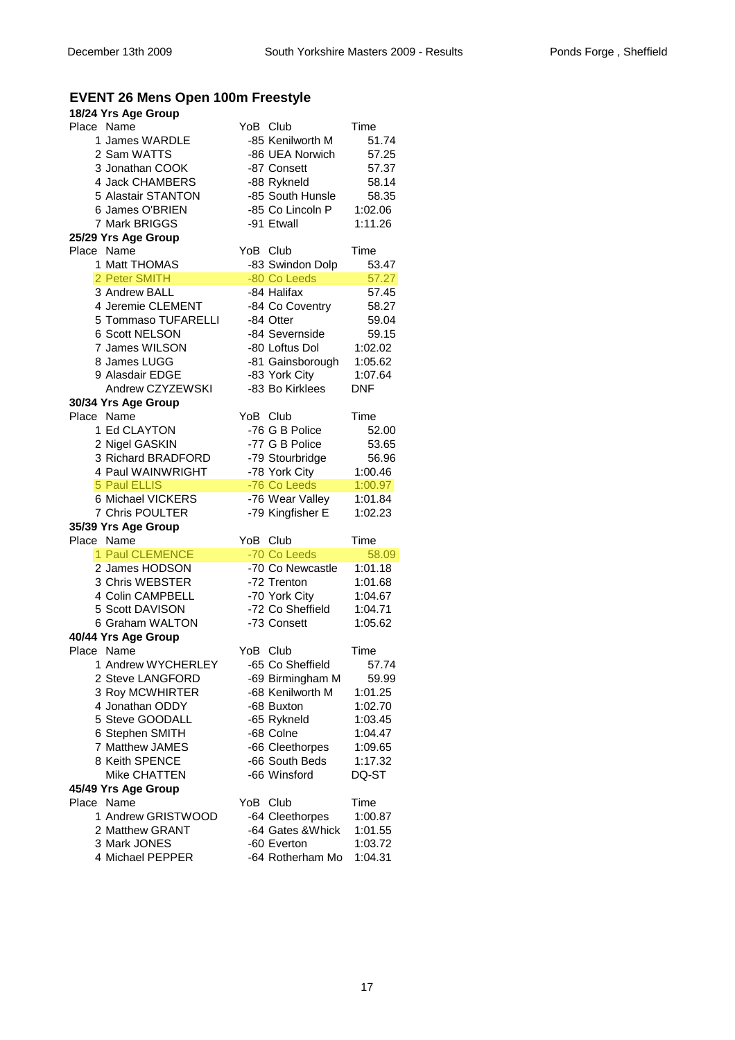## EVENT 26 Mens Open 100m Freestyle

### 18/24 Yrs Age Group

| Place | Name | YoB | Club | Time |
|---|---|---|---|---|
| 1 | James WARDLE | -85 | Kenilworth M | 51.74 |
| 2 | Sam WATTS | -86 | UEA Norwich | 57.25 |
| 3 | Jonathan COOK | -87 | Consett | 57.37 |
| 4 | Jack CHAMBERS | -88 | Rykneld | 58.14 |
| 5 | Alastair STANTON | -85 | South Hunsle | 58.35 |
| 6 | James O'BRIEN | -85 | Co Lincoln P | 1:02.06 |
| 7 | Mark BRIGGS | -91 | Etwall | 1:11.26 |

### 25/29 Yrs Age Group

| Place | Name | YoB | Club | Time |
|---|---|---|---|---|
| 1 | Matt THOMAS | -83 | Swindon Dolp | 53.47 |
| 2 | Peter SMITH | -80 | Co Leeds | 57.27 |
| 3 | Andrew BALL | -84 | Halifax | 57.45 |
| 4 | Jeremie CLEMENT | -84 | Co Coventry | 58.27 |
| 5 | Tommaso TUFARELLI | -84 | Otter | 59.04 |
| 6 | Scott NELSON | -84 | Severnside | 59.15 |
| 7 | James WILSON | -80 | Loftus Dol | 1:02.02 |
| 8 | James LUGG | -81 | Gainsborough | 1:05.62 |
| 9 | Alasdair EDGE | -83 | York City | 1:07.64 |
| | Andrew CZYZEWSKI | -83 | Bo Kirklees | DNF |

### 30/34 Yrs Age Group

| Place | Name | YoB | Club | Time |
|---|---|---|---|---|
| 1 | Ed CLAYTON | -76 | G B Police | 52.00 |
| 2 | Nigel GASKIN | -77 | G B Police | 53.65 |
| 3 | Richard BRADFORD | -79 | Stourbridge | 56.96 |
| 4 | Paul WAINWRIGHT | -78 | York City | 1:00.46 |
| 5 | Paul ELLIS | -76 | Co Leeds | 1:00.97 |
| 6 | Michael VICKERS | -76 | Wear Valley | 1:01.84 |
| 7 | Chris POULTER | -79 | Kingfisher E | 1:02.23 |

### 35/39 Yrs Age Group

| Place | Name | YoB | Club | Time |
|---|---|---|---|---|
| 1 | Paul CLEMENCE | -70 | Co Leeds | 58.09 |
| 2 | James HODSON | -70 | Co Newcastle | 1:01.18 |
| 3 | Chris WEBSTER | -72 | Trenton | 1:01.68 |
| 4 | Colin CAMPBELL | -70 | York City | 1:04.67 |
| 5 | Scott DAVISON | -72 | Co Sheffield | 1:04.71 |
| 6 | Graham WALTON | -73 | Consett | 1:05.62 |

### 40/44 Yrs Age Group

| Place | Name | YoB | Club | Time |
|---|---|---|---|---|
| 1 | Andrew WYCHERLEY | -65 | Co Sheffield | 57.74 |
| 2 | Steve LANGFORD | -69 | Birmingham M | 59.99 |
| 3 | Roy MCWHIRTER | -68 | Kenilworth M | 1:01.25 |
| 4 | Jonathan ODDY | -68 | Buxton | 1:02.70 |
| 5 | Steve GOODALL | -65 | Rykneld | 1:03.45 |
| 6 | Stephen SMITH | -68 | Colne | 1:04.47 |
| 7 | Matthew JAMES | -66 | Cleethorpes | 1:09.65 |
| 8 | Keith SPENCE | -66 | South Beds | 1:17.32 |
| | Mike CHATTEN | -66 | Winsford | DQ-ST |

### 45/49 Yrs Age Group

| Place | Name | YoB | Club | Time |
|---|---|---|---|---|
| 1 | Andrew GRISTWOOD | -64 | Cleethorpes | 1:00.87 |
| 2 | Matthew GRANT | -64 | Gates &Whick | 1:01.55 |
| 3 | Mark JONES | -60 | Everton | 1:03.72 |
| 4 | Michael PEPPER | -64 | Rotherham Mo | 1:04.31 |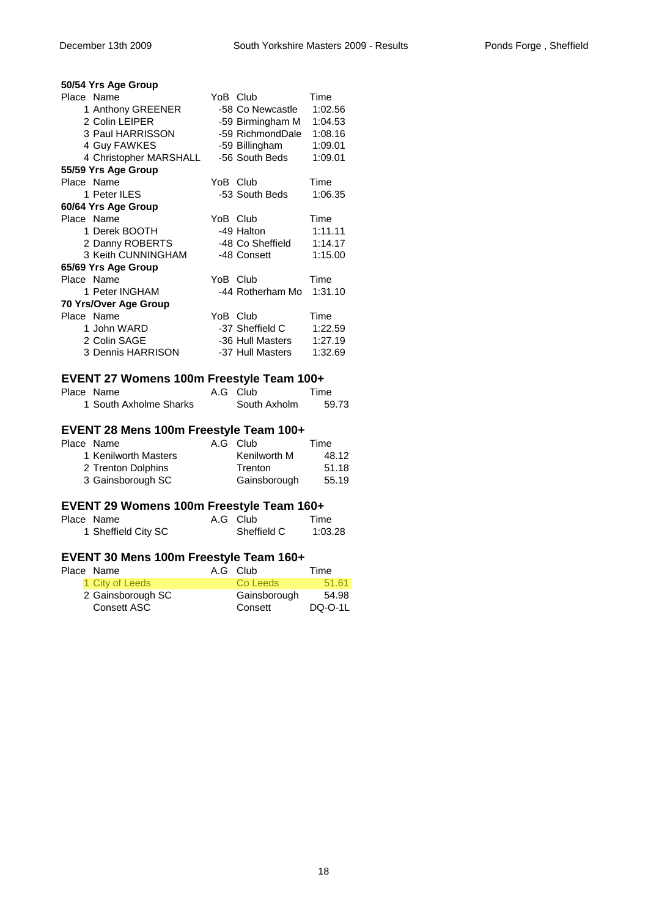**50/54 Yrs Age Group**

| Place | Name | YoB | Club | Time |
|---|---|---|---|---|
| 1 | Anthony GREENER | -58 | Co Newcastle | 1:02.56 |
| 2 | Colin LEIPER | -59 | Birmingham M | 1:04.53 |
| 3 | Paul HARRISSON | -59 | RichmondDale | 1:08.16 |
| 4 | Guy FAWKES | -59 | Billingham | 1:09.01 |
| 4 | Christopher MARSHALL | -56 | South Beds | 1:09.01 |

**55/59 Yrs Age Group**

| Place | Name | YoB | Club | Time |
|---|---|---|---|---|
| 1 | Peter ILES | -53 | South Beds | 1:06.35 |

**60/64 Yrs Age Group**

| Place | Name | YoB | Club | Time |
|---|---|---|---|---|
| 1 | Derek BOOTH | -49 | Halton | 1:11.11 |
| 2 | Danny ROBERTS | -48 | Co Sheffield | 1:14.17 |
| 3 | Keith CUNNINGHAM | -48 | Consett | 1:15.00 |

**65/69 Yrs Age Group**

| Place | Name | YoB | Club | Time |
|---|---|---|---|---|
| 1 | Peter INGHAM | -44 | Rotherham Mo | 1:31.10 |

**70 Yrs/Over Age Group**

| Place | Name | YoB | Club | Time |
|---|---|---|---|---|
| 1 | John WARD | -37 | Sheffield C | 1:22.59 |
| 2 | Colin SAGE | -36 | Hull Masters | 1:27.19 |
| 3 | Dennis HARRISON | -37 | Hull Masters | 1:32.69 |

## EVENT 27 Womens 100m Freestyle Team 100+

| Place | Name | A.G | Club | Time |
|---|---|---|---|---|
| 1 | South Axholme Sharks | | South Axholm | 59.73 |

## EVENT 28 Mens 100m Freestyle Team 100+

| Place | Name | A.G | Club | Time |
|---|---|---|---|---|
| 1 | Kenilworth Masters | | Kenilworth M | 48.12 |
| 2 | Trenton Dolphins | | Trenton | 51.18 |
| 3 | Gainsborough SC | | Gainsborough | 55.19 |

## EVENT 29 Womens 100m Freestyle Team 160+

| Place | Name | A.G | Club | Time |
|---|---|---|---|---|
| 1 | Sheffield City SC | | Sheffield C | 1:03.28 |

## EVENT 30 Mens 100m Freestyle Team 160+

| Place | Name | A.G | Club | Time |
|---|---|---|---|---|
| 1 | City of Leeds | | Co Leeds | 51.61 |
| 2 | Gainsborough SC | | Gainsborough | 54.98 |
| | Consett ASC | | Consett | DQ-O-1L |